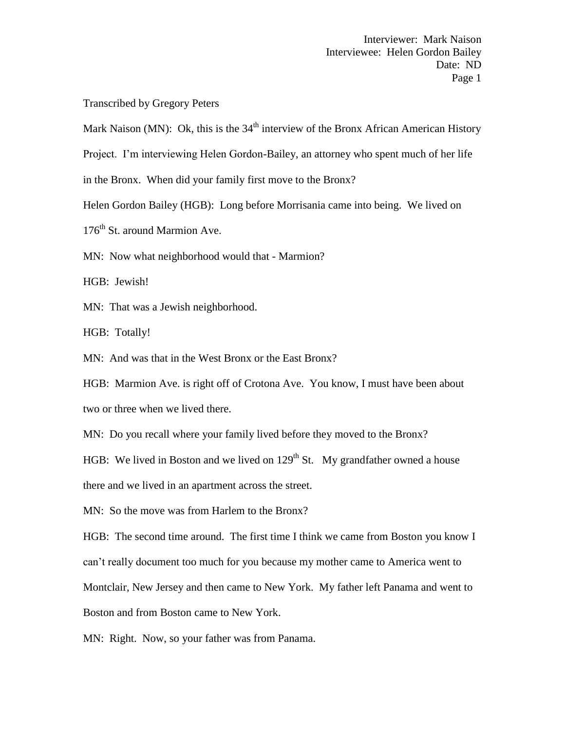Interviewer: Mark Naison
Interviewee: Helen Gordon Bailey
Date: ND

Transcribed by Gregory Peters

Mark Naison (MN): Ok, this is the 34th interview of the Bronx African American History Project. I'm interviewing Helen Gordon-Bailey, an attorney who spent much of her life in the Bronx. When did your family first move to the Bronx?

Helen Gordon Bailey (HGB): Long before Morrisania came into being. We lived on 176th St. around Marmion Ave.

MN: Now what neighborhood would that - Marmion?

HGB: Jewish!

MN: That was a Jewish neighborhood.

HGB: Totally!

MN: And was that in the West Bronx or the East Bronx?

HGB: Marmion Ave. is right off of Crotona Ave. You know, I must have been about two or three when we lived there.

MN: Do you recall where your family lived before they moved to the Bronx?

HGB: We lived in Boston and we lived on 129th St. My grandfather owned a house there and we lived in an apartment across the street.

MN: So the move was from Harlem to the Bronx?

HGB: The second time around. The first time I think we came from Boston you know I can't really document too much for you because my mother came to America went to Montclair, New Jersey and then came to New York. My father left Panama and went to Boston and from Boston came to New York.

MN: Right. Now, so your father was from Panama.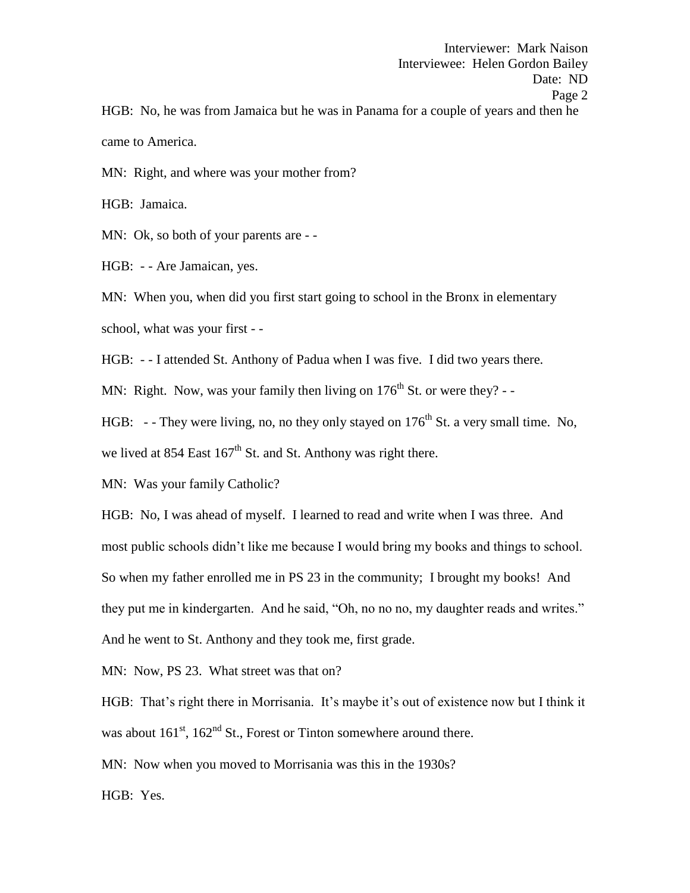HGB: No, he was from Jamaica but he was in Panama for a couple of years and then he came to America.

MN: Right, and where was your mother from?

HGB: Jamaica.

MN: Ok, so both of your parents are - -

HGB: - - Are Jamaican, yes.

MN: When you, when did you first start going to school in the Bronx in elementary school, what was your first - -

HGB: - - I attended St. Anthony of Padua when I was five. I did two years there.

MN: Right. Now, was your family then living on 176th St. or were they? - -

HGB: - - They were living, no, no they only stayed on 176th St. a very small time. No, we lived at 854 East 167th St. and St. Anthony was right there.

MN: Was your family Catholic?

HGB: No, I was ahead of myself. I learned to read and write when I was three. And most public schools didn't like me because I would bring my books and things to school. So when my father enrolled me in PS 23 in the community; I brought my books! And they put me in kindergarten. And he said, "Oh, no no no, my daughter reads and writes." And he went to St. Anthony and they took me, first grade.

MN: Now, PS 23. What street was that on?

HGB: That's right there in Morrisania. It's maybe it's out of existence now but I think it was about 161st, 162nd St., Forest or Tinton somewhere around there.

MN: Now when you moved to Morrisania was this in the 1930s?

HGB: Yes.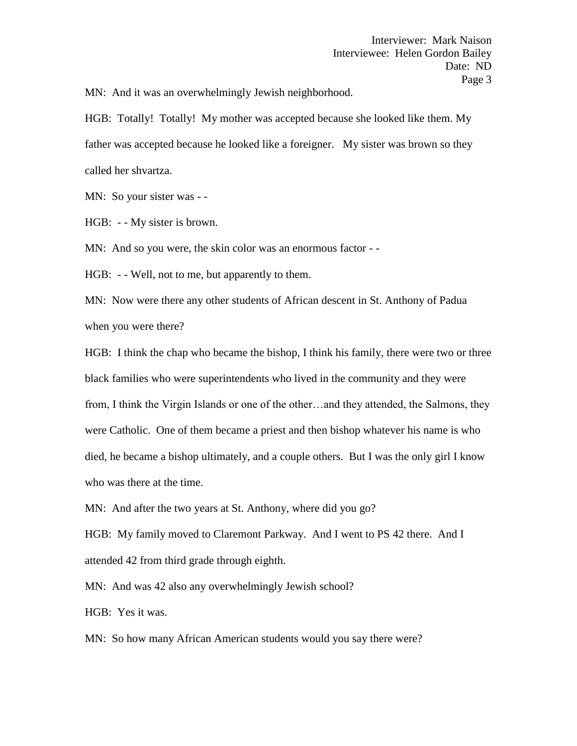MN: And it was an overwhelmingly Jewish neighborhood.

HGB: Totally! Totally! My mother was accepted because she looked like them. My father was accepted because he looked like a foreigner. My sister was brown so they called her shvartza.

MN: So your sister was - -

HGB: - - My sister is brown.

MN: And so you were, the skin color was an enormous factor - -

HGB: - - Well, not to me, but apparently to them.

MN: Now were there any other students of African descent in St. Anthony of Padua when you were there?

HGB: I think the chap who became the bishop, I think his family, there were two or three black families who were superintendents who lived in the community and they were from, I think the Virgin Islands or one of the other…and they attended, the Salmons, they were Catholic. One of them became a priest and then bishop whatever his name is who died, he became a bishop ultimately, and a couple others. But I was the only girl I know who was there at the time.

MN: And after the two years at St. Anthony, where did you go?

HGB: My family moved to Claremont Parkway. And I went to PS 42 there. And I attended 42 from third grade through eighth.

MN: And was 42 also any overwhelmingly Jewish school?

HGB: Yes it was.

MN: So how many African American students would you say there were?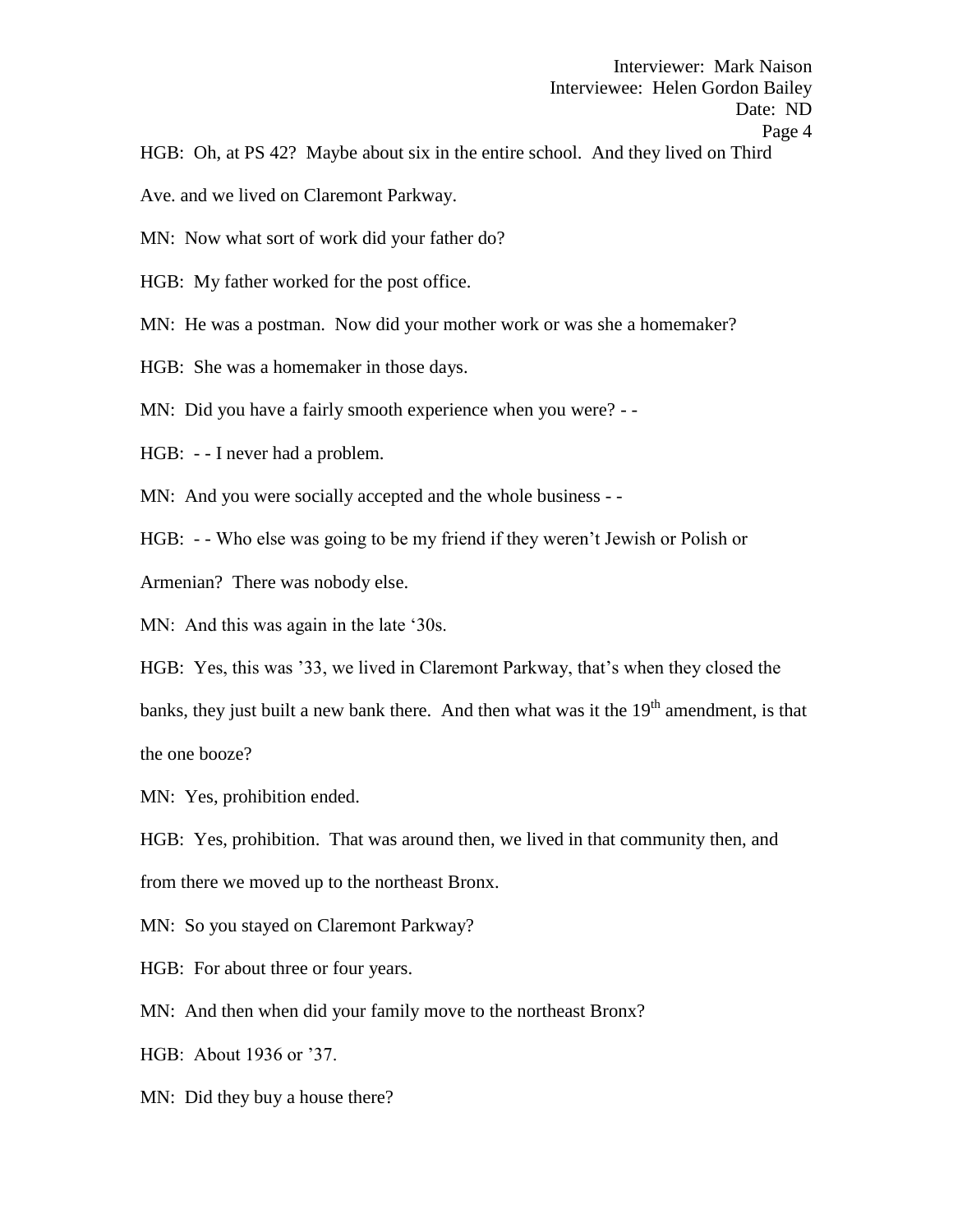HGB: Oh, at PS 42? Maybe about six in the entire school. And they lived on Third Ave. and we lived on Claremont Parkway.

MN: Now what sort of work did your father do?

HGB: My father worked for the post office.

MN: He was a postman. Now did your mother work or was she a homemaker?

HGB: She was a homemaker in those days.

MN: Did you have a fairly smooth experience when you were? - -

HGB: - - I never had a problem.

MN: And you were socially accepted and the whole business - -

HGB: - - Who else was going to be my friend if they weren't Jewish or Polish or Armenian? There was nobody else.

MN: And this was again in the late '30s.

HGB: Yes, this was '33, we lived in Claremont Parkway, that's when they closed the banks, they just built a new bank there. And then what was it the 19th amendment, is that the one booze?

MN: Yes, prohibition ended.

HGB: Yes, prohibition. That was around then, we lived in that community then, and from there we moved up to the northeast Bronx.

MN: So you stayed on Claremont Parkway?

HGB: For about three or four years.

MN: And then when did your family move to the northeast Bronx?

HGB: About 1936 or '37.

MN: Did they buy a house there?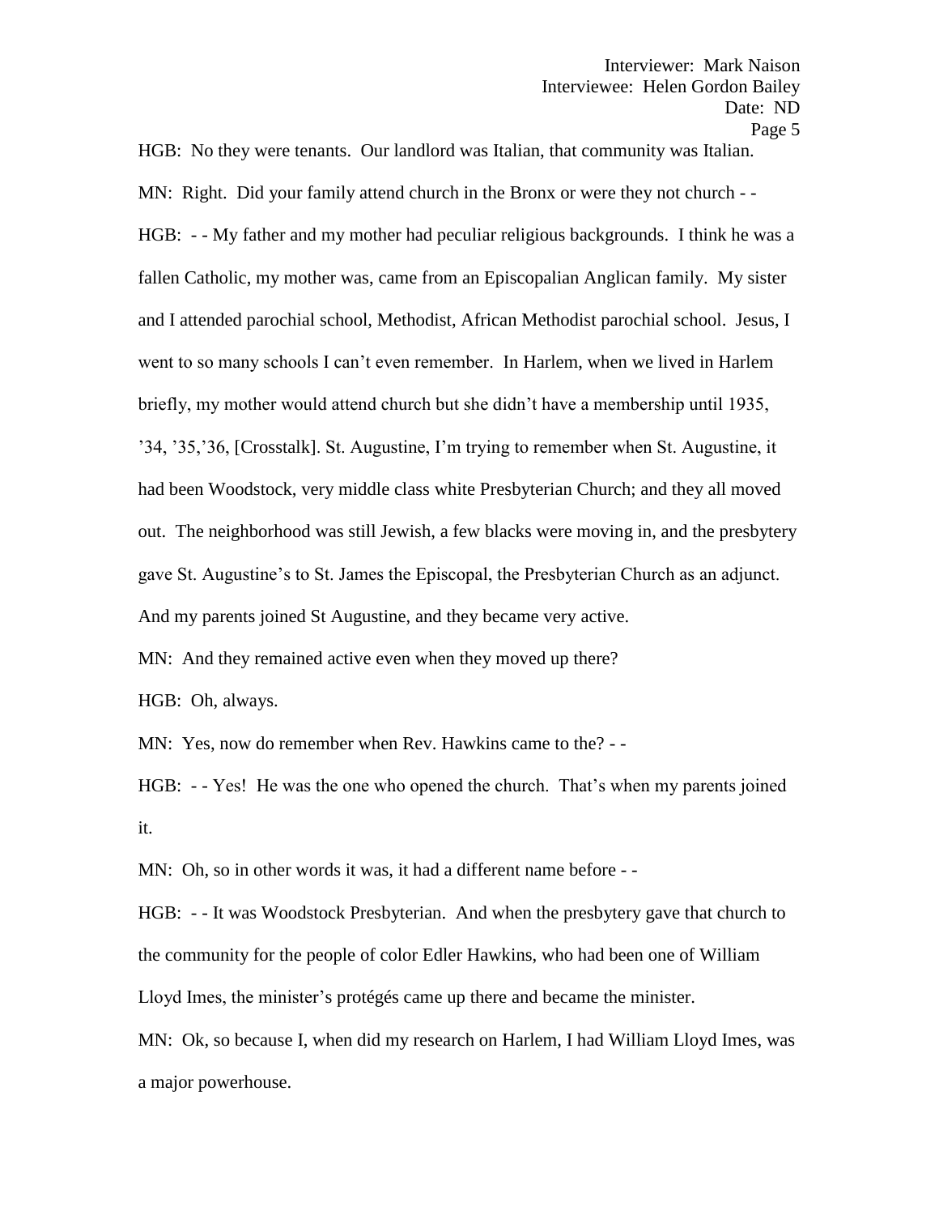HGB: No they were tenants. Our landlord was Italian, that community was Italian.

MN: Right. Did your family attend church in the Bronx or were they not church - -

HGB: - - My father and my mother had peculiar religious backgrounds. I think he was a fallen Catholic, my mother was, came from an Episcopalian Anglican family. My sister and I attended parochial school, Methodist, African Methodist parochial school. Jesus, I went to so many schools I can't even remember. In Harlem, when we lived in Harlem briefly, my mother would attend church but she didn't have a membership until 1935, '34, '35,'36, [Crosstalk]. St. Augustine, I'm trying to remember when St. Augustine, it had been Woodstock, very middle class white Presbyterian Church; and they all moved out. The neighborhood was still Jewish, a few blacks were moving in, and the presbytery gave St. Augustine's to St. James the Episcopal, the Presbyterian Church as an adjunct. And my parents joined St Augustine, and they became very active.

MN: And they remained active even when they moved up there?

HGB: Oh, always.

MN: Yes, now do remember when Rev. Hawkins came to the? - -

HGB: - - Yes! He was the one who opened the church. That's when my parents joined it.

MN: Oh, so in other words it was, it had a different name before - -

HGB: - - It was Woodstock Presbyterian. And when the presbytery gave that church to the community for the people of color Edler Hawkins, who had been one of William Lloyd Imes, the minister's protégés came up there and became the minister.

MN: Ok, so because I, when did my research on Harlem, I had William Lloyd Imes, was a major powerhouse.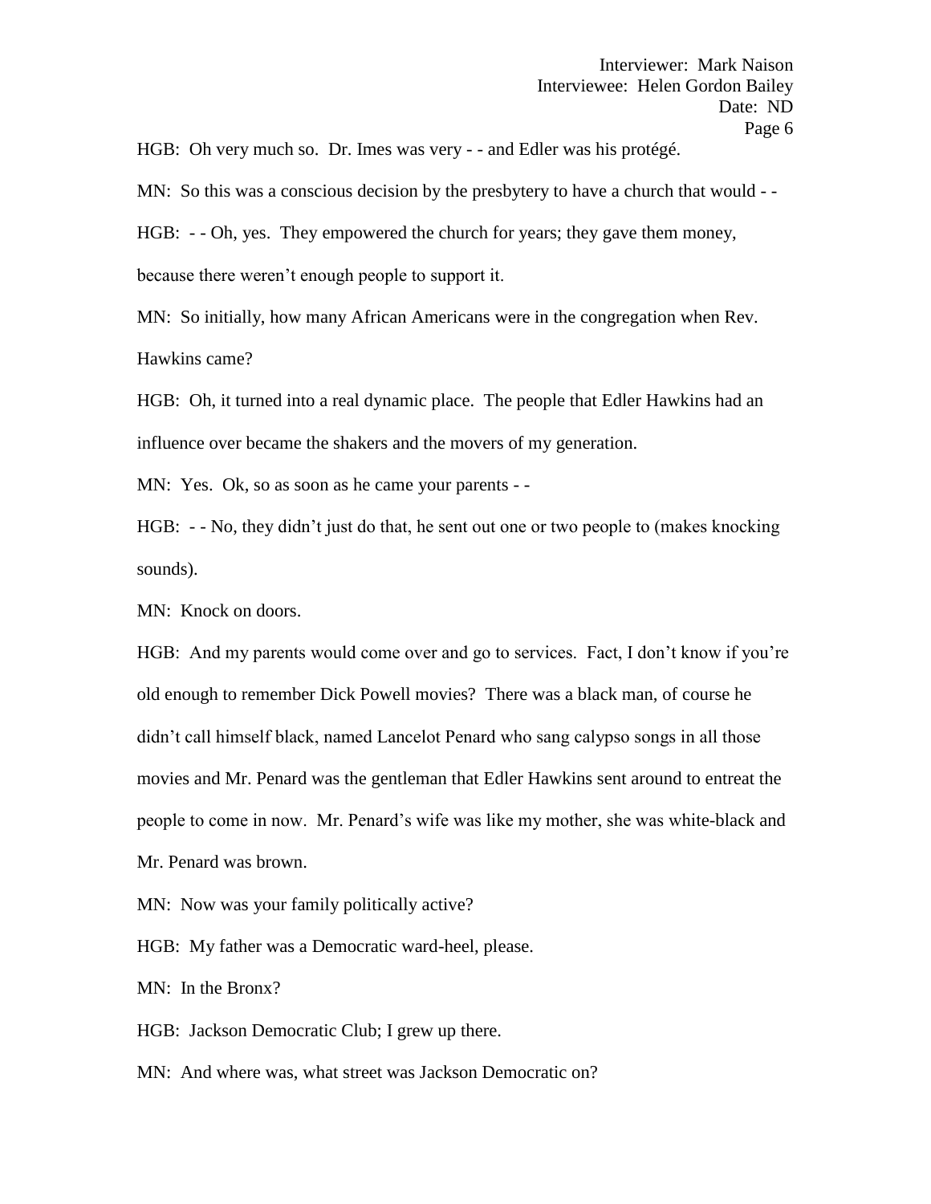HGB: Oh very much so. Dr. Imes was very - - and Edler was his protégé.

MN: So this was a conscious decision by the presbytery to have a church that would - -

HGB: - - Oh, yes. They empowered the church for years; they gave them money, because there weren't enough people to support it.

MN: So initially, how many African Americans were in the congregation when Rev. Hawkins came?

HGB: Oh, it turned into a real dynamic place. The people that Edler Hawkins had an influence over became the shakers and the movers of my generation.

MN: Yes. Ok, so as soon as he came your parents - -

HGB: - - No, they didn't just do that, he sent out one or two people to (makes knocking sounds).

MN: Knock on doors.

HGB: And my parents would come over and go to services. Fact, I don't know if you're old enough to remember Dick Powell movies? There was a black man, of course he didn't call himself black, named Lancelot Penard who sang calypso songs in all those movies and Mr. Penard was the gentleman that Edler Hawkins sent around to entreat the people to come in now. Mr. Penard's wife was like my mother, she was white-black and Mr. Penard was brown.

MN: Now was your family politically active?

HGB: My father was a Democratic ward-heel, please.

MN: In the Bronx?

HGB: Jackson Democratic Club; I grew up there.

MN: And where was, what street was Jackson Democratic on?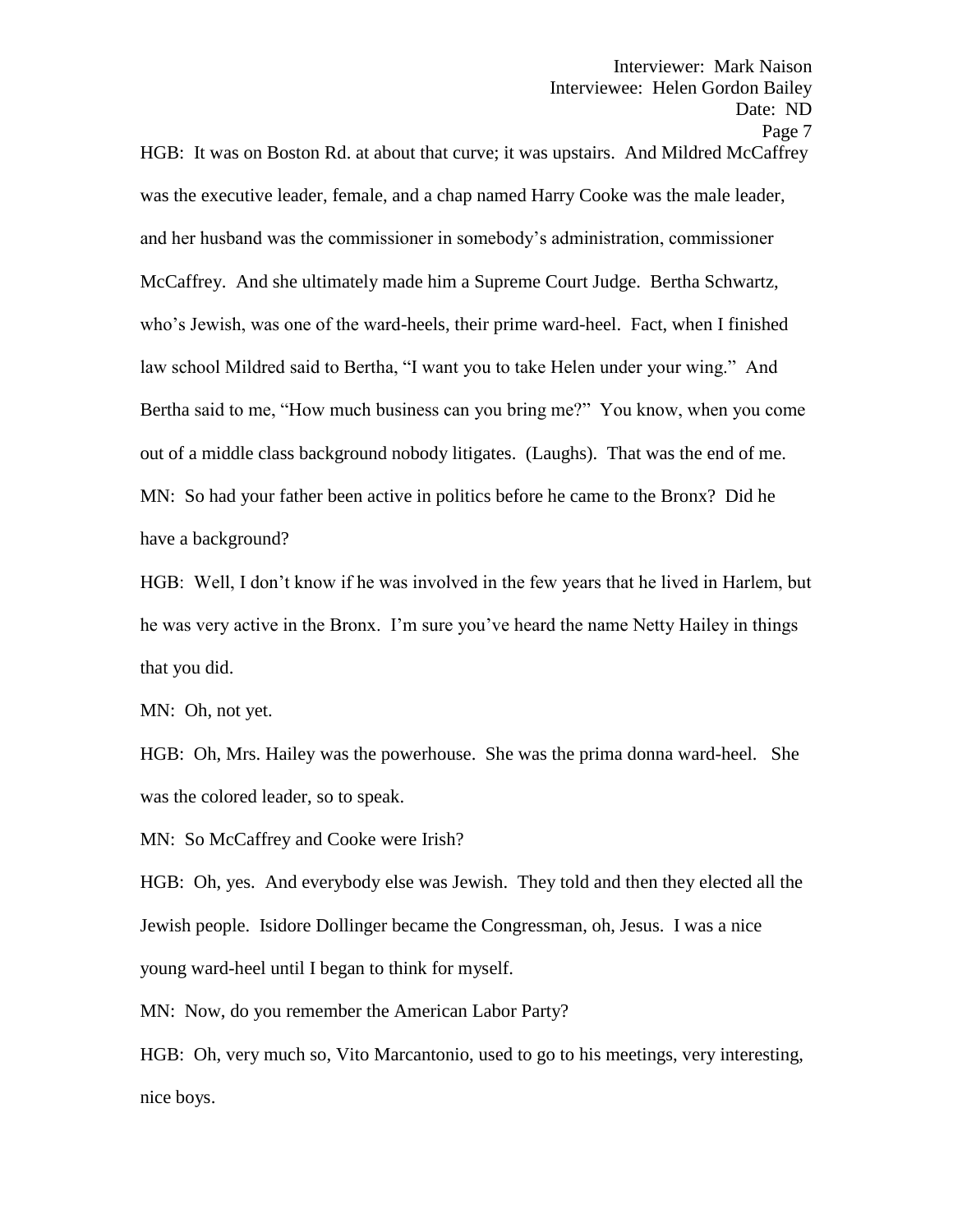HGB: It was on Boston Rd. at about that curve; it was upstairs. And Mildred McCaffrey was the executive leader, female, and a chap named Harry Cooke was the male leader, and her husband was the commissioner in somebody's administration, commissioner McCaffrey. And she ultimately made him a Supreme Court Judge. Bertha Schwartz, who's Jewish, was one of the ward-heels, their prime ward-heel. Fact, when I finished law school Mildred said to Bertha, "I want you to take Helen under your wing." And Bertha said to me, "How much business can you bring me?" You know, when you come out of a middle class background nobody litigates. (Laughs). That was the end of me.

MN: So had your father been active in politics before he came to the Bronx? Did he have a background?

HGB: Well, I don't know if he was involved in the few years that he lived in Harlem, but he was very active in the Bronx. I'm sure you've heard the name Netty Hailey in things that you did.

MN: Oh, not yet.

HGB: Oh, Mrs. Hailey was the powerhouse. She was the prima donna ward-heel. She was the colored leader, so to speak.

MN: So McCaffrey and Cooke were Irish?

HGB: Oh, yes. And everybody else was Jewish. They told and then they elected all the Jewish people. Isidore Dollinger became the Congressman, oh, Jesus. I was a nice young ward-heel until I began to think for myself.

MN: Now, do you remember the American Labor Party?

HGB: Oh, very much so, Vito Marcantonio, used to go to his meetings, very interesting, nice boys.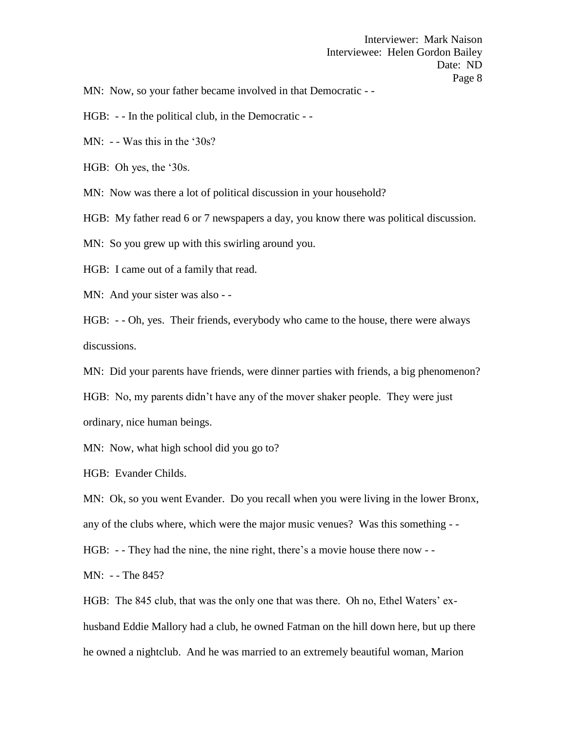MN: Now, so your father became involved in that Democratic - -

HGB: - - In the political club, in the Democratic - -

MN: - - Was this in the '30s?

HGB: Oh yes, the '30s.

MN: Now was there a lot of political discussion in your household?

HGB: My father read 6 or 7 newspapers a day, you know there was political discussion.

MN: So you grew up with this swirling around you.

HGB: I came out of a family that read.

MN: And your sister was also - -

HGB: - - Oh, yes. Their friends, everybody who came to the house, there were always discussions.

MN: Did your parents have friends, were dinner parties with friends, a big phenomenon?

HGB: No, my parents didn't have any of the mover shaker people. They were just ordinary, nice human beings.

MN: Now, what high school did you go to?

HGB: Evander Childs.

MN: Ok, so you went Evander. Do you recall when you were living in the lower Bronx, any of the clubs where, which were the major music venues? Was this something - -

HGB: - - They had the nine, the nine right, there's a movie house there now - -

MN: - - The 845?

HGB: The 845 club, that was the only one that was there. Oh no, Ethel Waters' ex-husband Eddie Mallory had a club, he owned Fatman on the hill down here, but up there he owned a nightclub. And he was married to an extremely beautiful woman, Marion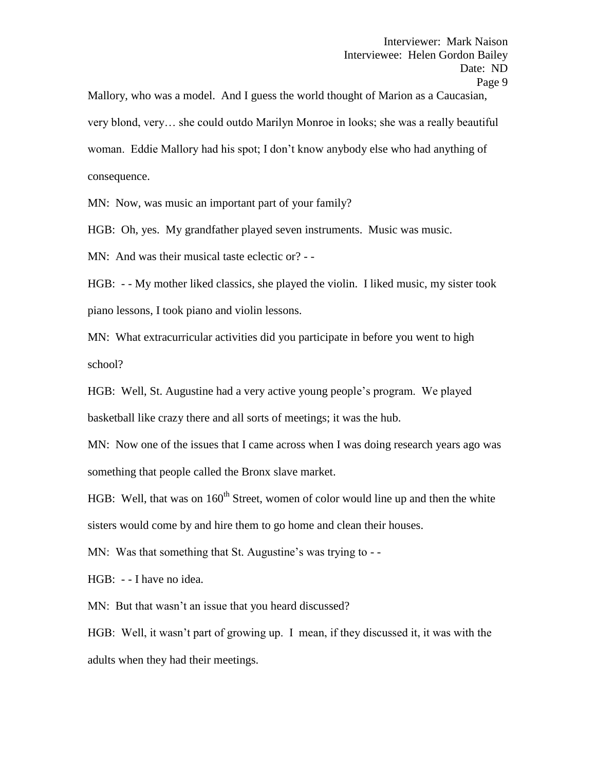Mallory, who was a model. And I guess the world thought of Marion as a Caucasian, very blond, very… she could outdo Marilyn Monroe in looks; she was a really beautiful woman. Eddie Mallory had his spot; I don't know anybody else who had anything of consequence.

MN: Now, was music an important part of your family?

HGB: Oh, yes. My grandfather played seven instruments. Music was music.

MN: And was their musical taste eclectic or? - -

HGB: - - My mother liked classics, she played the violin. I liked music, my sister took piano lessons, I took piano and violin lessons.

MN: What extracurricular activities did you participate in before you went to high school?

HGB: Well, St. Augustine had a very active young people's program. We played basketball like crazy there and all sorts of meetings; it was the hub.

MN: Now one of the issues that I came across when I was doing research years ago was something that people called the Bronx slave market.

HGB: Well, that was on 160th Street, women of color would line up and then the white sisters would come by and hire them to go home and clean their houses.

MN: Was that something that St. Augustine's was trying to - -

HGB: - - I have no idea.

MN: But that wasn't an issue that you heard discussed?

HGB: Well, it wasn't part of growing up. I mean, if they discussed it, it was with the adults when they had their meetings.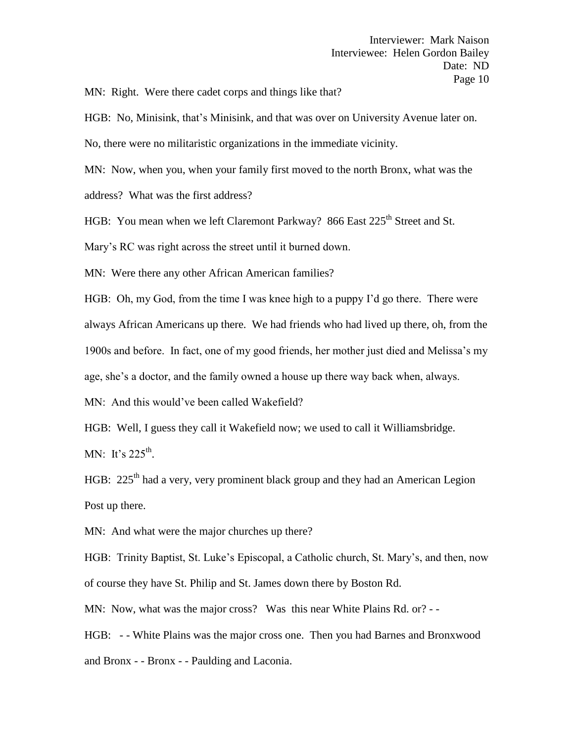MN: Right. Were there cadet corps and things like that?

HGB: No, Minisink, that's Minisink, and that was over on University Avenue later on. No, there were no militaristic organizations in the immediate vicinity.

MN: Now, when you, when your family first moved to the north Bronx, what was the address? What was the first address?

HGB: You mean when we left Claremont Parkway? 866 East 225th Street and St. Mary's RC was right across the street until it burned down.

MN: Were there any other African American families?

HGB: Oh, my God, from the time I was knee high to a puppy I'd go there. There were always African Americans up there. We had friends who had lived up there, oh, from the 1900s and before. In fact, one of my good friends, her mother just died and Melissa's my age, she's a doctor, and the family owned a house up there way back when, always.

MN: And this would've been called Wakefield?

HGB: Well, I guess they call it Wakefield now; we used to call it Williamsbridge.

MN: It's 225th.

HGB: 225th had a very, very prominent black group and they had an American Legion Post up there.

MN: And what were the major churches up there?

HGB: Trinity Baptist, St. Luke's Episcopal, a Catholic church, St. Mary's, and then, now of course they have St. Philip and St. James down there by Boston Rd.

MN: Now, what was the major cross? Was this near White Plains Rd. or? - -

HGB: - - White Plains was the major cross one. Then you had Barnes and Bronxwood and Bronx - - Bronx - - Paulding and Laconia.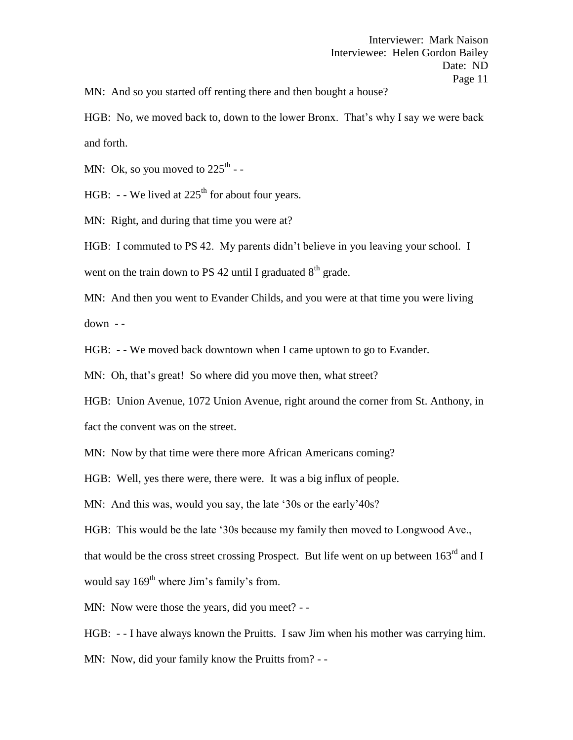MN: And so you started off renting there and then bought a house?

HGB: No, we moved back to, down to the lower Bronx. That's why I say we were back and forth.

MN: Ok, so you moved to 225th - -

HGB: - - We lived at 225th for about four years.

MN: Right, and during that time you were at?

HGB: I commuted to PS 42. My parents didn't believe in you leaving your school. I went on the train down to PS 42 until I graduated 8th grade.

MN: And then you went to Evander Childs, and you were at that time you were living down - -

HGB: - - We moved back downtown when I came uptown to go to Evander.

MN: Oh, that's great! So where did you move then, what street?

HGB: Union Avenue, 1072 Union Avenue, right around the corner from St. Anthony, in fact the convent was on the street.

MN: Now by that time were there more African Americans coming?

HGB: Well, yes there were, there were. It was a big influx of people.

MN: And this was, would you say, the late '30s or the early'40s?

HGB: This would be the late '30s because my family then moved to Longwood Ave., that would be the cross street crossing Prospect. But life went on up between 163rd and I would say 169th where Jim's family's from.

MN: Now were those the years, did you meet? - -

HGB: - - I have always known the Pruitts. I saw Jim when his mother was carrying him.

MN: Now, did your family know the Pruitts from? - -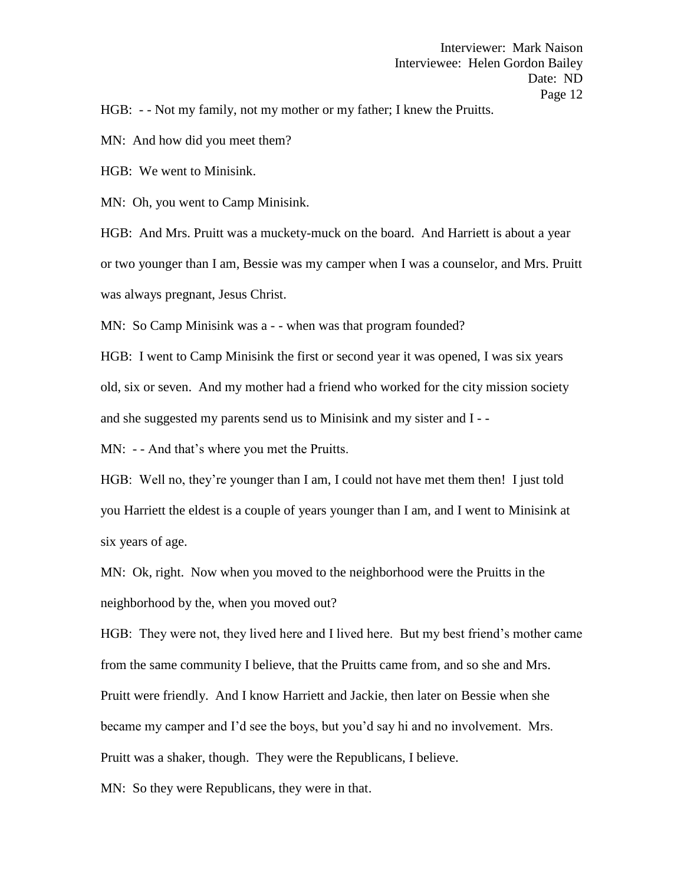HGB: - - Not my family, not my mother or my father; I knew the Pruitts.

MN: And how did you meet them?

HGB: We went to Minisink.

MN: Oh, you went to Camp Minisink.

HGB: And Mrs. Pruitt was a muckety-muck on the board. And Harriett is about a year or two younger than I am, Bessie was my camper when I was a counselor, and Mrs. Pruitt was always pregnant, Jesus Christ.

MN: So Camp Minisink was a - - when was that program founded?

HGB: I went to Camp Minisink the first or second year it was opened, I was six years old, six or seven. And my mother had a friend who worked for the city mission society and she suggested my parents send us to Minisink and my sister and I - -

MN: - - And that's where you met the Pruitts.

HGB: Well no, they're younger than I am, I could not have met them then! I just told you Harriett the eldest is a couple of years younger than I am, and I went to Minisink at six years of age.

MN: Ok, right. Now when you moved to the neighborhood were the Pruitts in the neighborhood by the, when you moved out?

HGB: They were not, they lived here and I lived here. But my best friend's mother came from the same community I believe, that the Pruitts came from, and so she and Mrs. Pruitt were friendly. And I know Harriett and Jackie, then later on Bessie when she became my camper and I'd see the boys, but you'd say hi and no involvement. Mrs. Pruitt was a shaker, though. They were the Republicans, I believe.

MN: So they were Republicans, they were in that.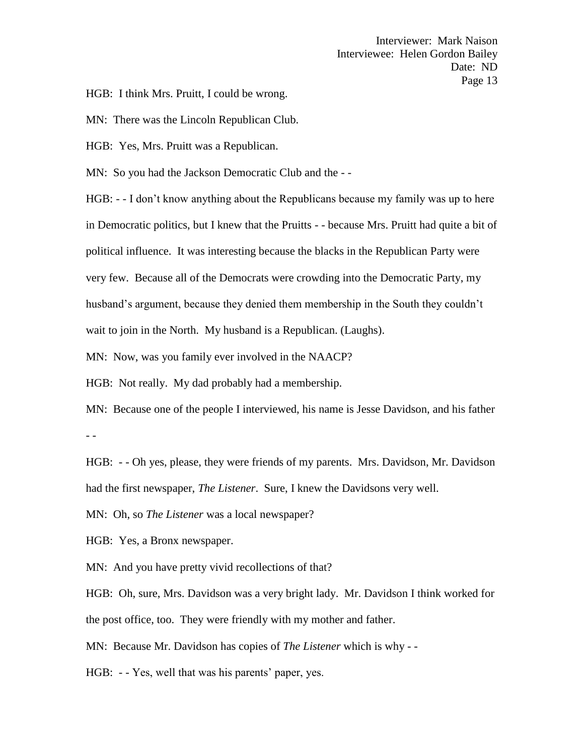HGB: I think Mrs. Pruitt, I could be wrong.

MN: There was the Lincoln Republican Club.

HGB: Yes, Mrs. Pruitt was a Republican.

MN: So you had the Jackson Democratic Club and the - -

HGB: - - I don't know anything about the Republicans because my family was up to here in Democratic politics, but I knew that the Pruitts - - because Mrs. Pruitt had quite a bit of political influence. It was interesting because the blacks in the Republican Party were very few. Because all of the Democrats were crowding into the Democratic Party, my husband's argument, because they denied them membership in the South they couldn't wait to join in the North. My husband is a Republican. (Laughs).

MN: Now, was you family ever involved in the NAACP?

HGB: Not really. My dad probably had a membership.

MN: Because one of the people I interviewed, his name is Jesse Davidson, and his father - -

HGB: - - Oh yes, please, they were friends of my parents. Mrs. Davidson, Mr. Davidson had the first newspaper, *The Listener*. Sure, I knew the Davidsons very well.

MN: Oh, so *The Listener* was a local newspaper?

HGB: Yes, a Bronx newspaper.

MN: And you have pretty vivid recollections of that?

HGB: Oh, sure, Mrs. Davidson was a very bright lady. Mr. Davidson I think worked for the post office, too. They were friendly with my mother and father.

MN: Because Mr. Davidson has copies of *The Listener* which is why - -

HGB: - - Yes, well that was his parents' paper, yes.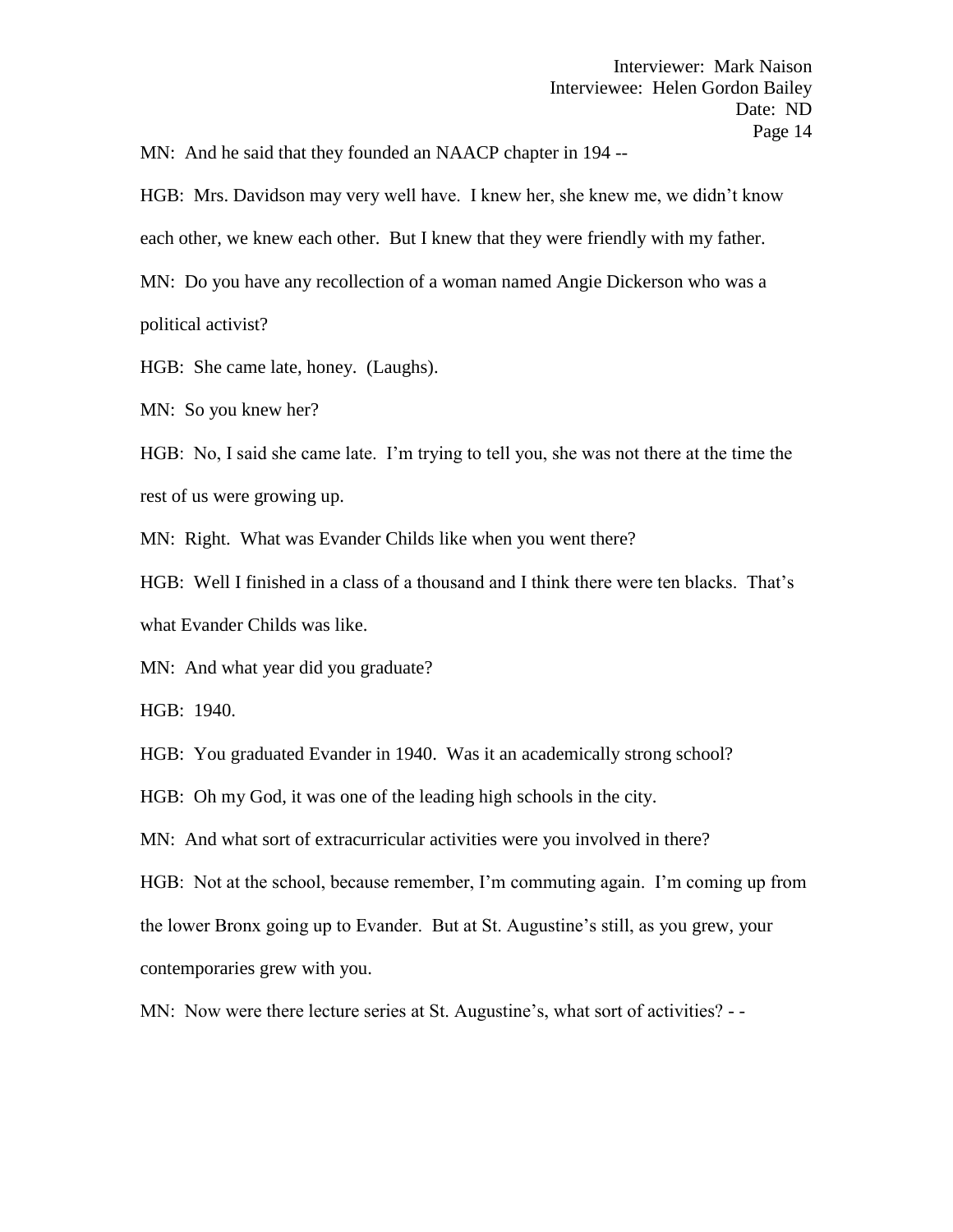MN: And he said that they founded an NAACP chapter in 194 --

HGB: Mrs. Davidson may very well have. I knew her, she knew me, we didn't know each other, we knew each other. But I knew that they were friendly with my father.

MN: Do you have any recollection of a woman named Angie Dickerson who was a political activist?

HGB: She came late, honey. (Laughs).

MN: So you knew her?

HGB: No, I said she came late. I'm trying to tell you, she was not there at the time the rest of us were growing up.

MN: Right. What was Evander Childs like when you went there?

HGB: Well I finished in a class of a thousand and I think there were ten blacks. That's what Evander Childs was like.

MN: And what year did you graduate?

HGB: 1940.

HGB: You graduated Evander in 1940. Was it an academically strong school?

HGB: Oh my God, it was one of the leading high schools in the city.

MN: And what sort of extracurricular activities were you involved in there?

HGB: Not at the school, because remember, I'm commuting again. I'm coming up from the lower Bronx going up to Evander. But at St. Augustine's still, as you grew, your contemporaries grew with you.

MN: Now were there lecture series at St. Augustine's, what sort of activities? - -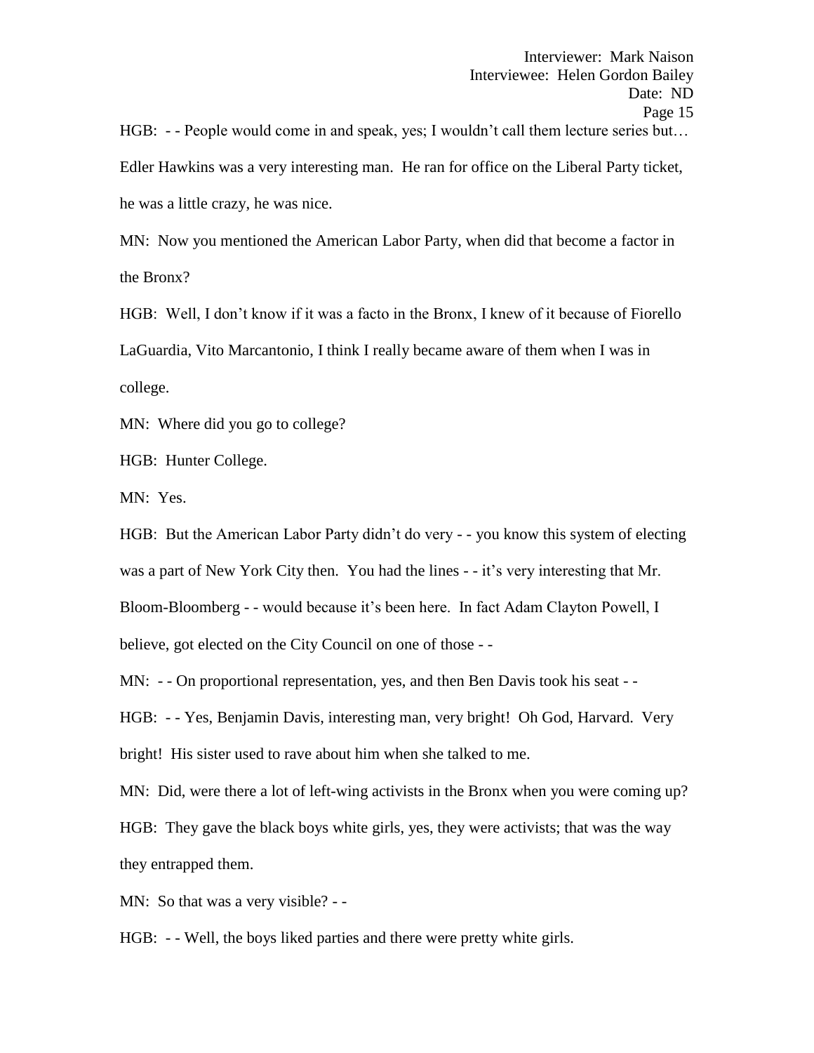HGB: - - People would come in and speak, yes; I wouldn't call them lecture series but… Edler Hawkins was a very interesting man. He ran for office on the Liberal Party ticket, he was a little crazy, he was nice.

MN: Now you mentioned the American Labor Party, when did that become a factor in the Bronx?

HGB: Well, I don't know if it was a facto in the Bronx, I knew of it because of Fiorello LaGuardia, Vito Marcantonio, I think I really became aware of them when I was in college.

MN: Where did you go to college?

HGB: Hunter College.

MN: Yes.

HGB: But the American Labor Party didn't do very - - you know this system of electing was a part of New York City then. You had the lines - - it's very interesting that Mr. Bloom-Bloomberg - - would because it's been here. In fact Adam Clayton Powell, I believe, got elected on the City Council on one of those - -

MN: - - On proportional representation, yes, and then Ben Davis took his seat - -

HGB: - - Yes, Benjamin Davis, interesting man, very bright! Oh God, Harvard. Very bright! His sister used to rave about him when she talked to me.

MN: Did, were there a lot of left-wing activists in the Bronx when you were coming up?

HGB: They gave the black boys white girls, yes, they were activists; that was the way they entrapped them.

MN: So that was a very visible? - -

HGB: - - Well, the boys liked parties and there were pretty white girls.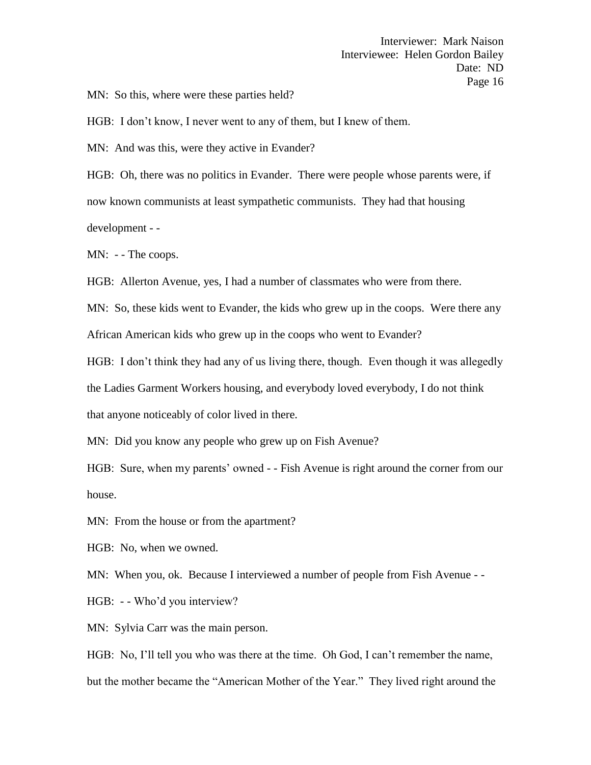MN: So this, where were these parties held?

HGB: I don't know, I never went to any of them, but I knew of them.

MN: And was this, were they active in Evander?

HGB: Oh, there was no politics in Evander. There were people whose parents were, if now known communists at least sympathetic communists. They had that housing development - -

MN: - - The coops.

HGB: Allerton Avenue, yes, I had a number of classmates who were from there.

MN: So, these kids went to Evander, the kids who grew up in the coops. Were there any African American kids who grew up in the coops who went to Evander?

HGB: I don't think they had any of us living there, though. Even though it was allegedly the Ladies Garment Workers housing, and everybody loved everybody, I do not think that anyone noticeably of color lived in there.

MN: Did you know any people who grew up on Fish Avenue?

HGB: Sure, when my parents' owned - - Fish Avenue is right around the corner from our house.

MN: From the house or from the apartment?

HGB: No, when we owned.

MN: When you, ok. Because I interviewed a number of people from Fish Avenue - -

HGB: - - Who'd you interview?

MN: Sylvia Carr was the main person.

HGB: No, I'll tell you who was there at the time. Oh God, I can't remember the name, but the mother became the "American Mother of the Year." They lived right around the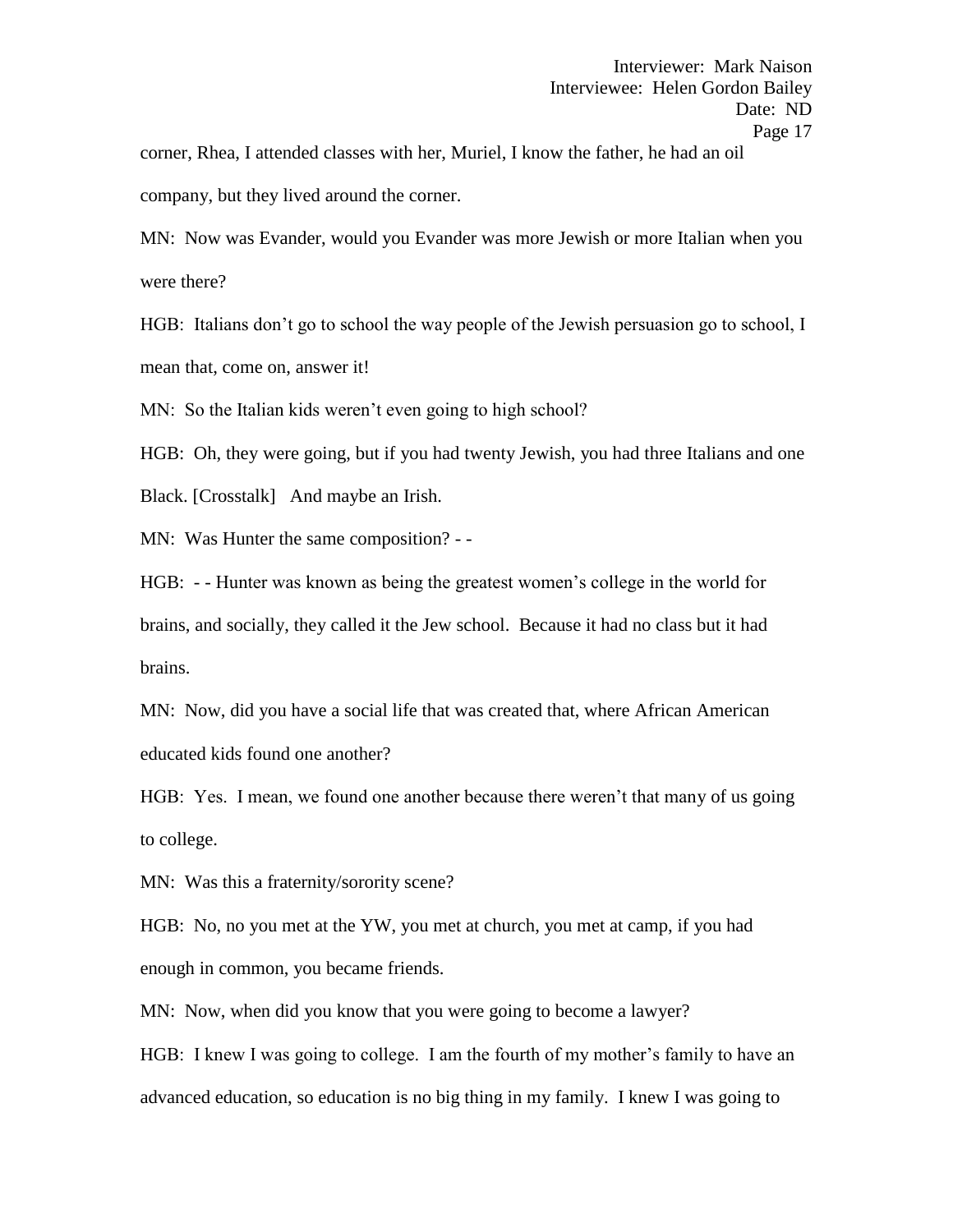corner, Rhea, I attended classes with her, Muriel, I know the father, he had an oil company, but they lived around the corner.

MN: Now was Evander, would you Evander was more Jewish or more Italian when you were there?

HGB: Italians don't go to school the way people of the Jewish persuasion go to school, I mean that, come on, answer it!

MN: So the Italian kids weren't even going to high school?

HGB: Oh, they were going, but if you had twenty Jewish, you had three Italians and one Black. [Crosstalk] And maybe an Irish.

MN: Was Hunter the same composition? - -

HGB: - - Hunter was known as being the greatest women's college in the world for brains, and socially, they called it the Jew school. Because it had no class but it had brains.

MN: Now, did you have a social life that was created that, where African American educated kids found one another?

HGB: Yes. I mean, we found one another because there weren't that many of us going to college.

MN: Was this a fraternity/sorority scene?

HGB: No, no you met at the YW, you met at church, you met at camp, if you had enough in common, you became friends.

MN: Now, when did you know that you were going to become a lawyer?

HGB: I knew I was going to college. I am the fourth of my mother's family to have an advanced education, so education is no big thing in my family. I knew I was going to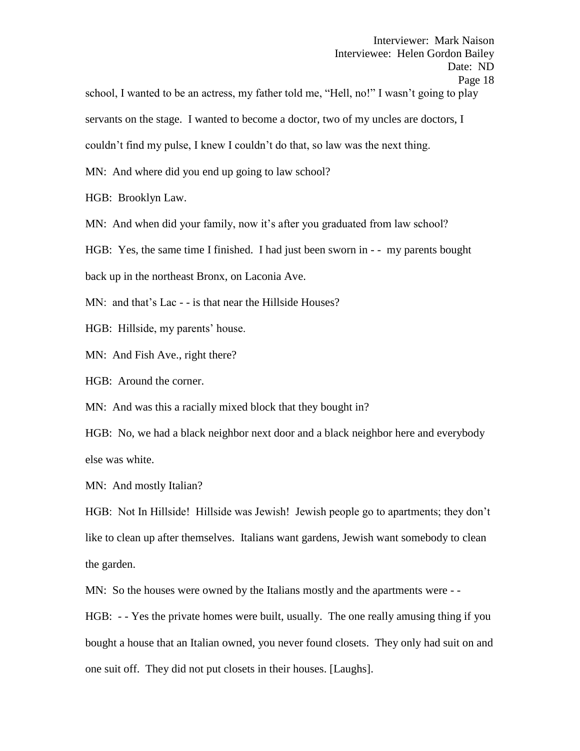school, I wanted to be an actress, my father told me, "Hell, no!" I wasn't going to play servants on the stage. I wanted to become a doctor, two of my uncles are doctors, I couldn't find my pulse, I knew I couldn't do that, so law was the next thing.

MN: And where did you end up going to law school?

HGB: Brooklyn Law.

MN: And when did your family, now it's after you graduated from law school?

HGB: Yes, the same time I finished. I had just been sworn in - - my parents bought back up in the northeast Bronx, on Laconia Ave.

MN: and that's Lac - - is that near the Hillside Houses?

HGB: Hillside, my parents' house.

MN: And Fish Ave., right there?

HGB: Around the corner.

MN: And was this a racially mixed block that they bought in?

HGB: No, we had a black neighbor next door and a black neighbor here and everybody else was white.

MN: And mostly Italian?

HGB: Not In Hillside! Hillside was Jewish! Jewish people go to apartments; they don't like to clean up after themselves. Italians want gardens, Jewish want somebody to clean the garden.

MN: So the houses were owned by the Italians mostly and the apartments were - -

HGB: - - Yes the private homes were built, usually. The one really amusing thing if you bought a house that an Italian owned, you never found closets. They only had suit on and one suit off. They did not put closets in their houses. [Laughs].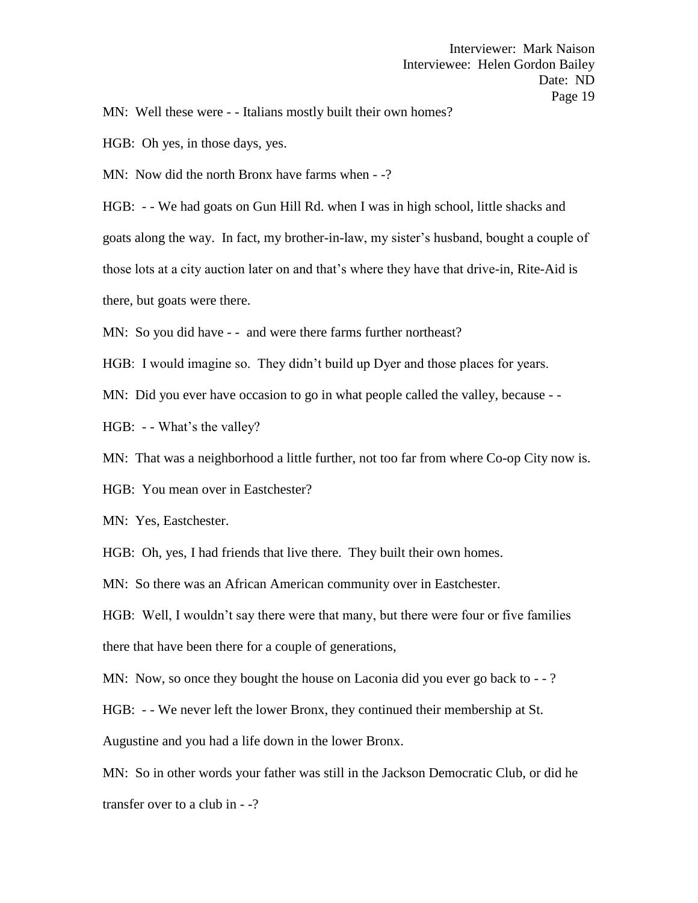MN: Well these were - - Italians mostly built their own homes?

HGB: Oh yes, in those days, yes.

MN: Now did the north Bronx have farms when - -?

HGB: - - We had goats on Gun Hill Rd. when I was in high school, little shacks and goats along the way. In fact, my brother-in-law, my sister's husband, bought a couple of those lots at a city auction later on and that's where they have that drive-in, Rite-Aid is there, but goats were there.

MN: So you did have - - and were there farms further northeast?

HGB: I would imagine so. They didn't build up Dyer and those places for years.

MN: Did you ever have occasion to go in what people called the valley, because - -

HGB: - - What's the valley?

MN: That was a neighborhood a little further, not too far from where Co-op City now is.

HGB: You mean over in Eastchester?

MN: Yes, Eastchester.

HGB: Oh, yes, I had friends that live there. They built their own homes.

MN: So there was an African American community over in Eastchester.

HGB: Well, I wouldn't say there were that many, but there were four or five families there that have been there for a couple of generations,

MN: Now, so once they bought the house on Laconia did you ever go back to - - ?

HGB: - - We never left the lower Bronx, they continued their membership at St. Augustine and you had a life down in the lower Bronx.

MN: So in other words your father was still in the Jackson Democratic Club, or did he transfer over to a club in - -?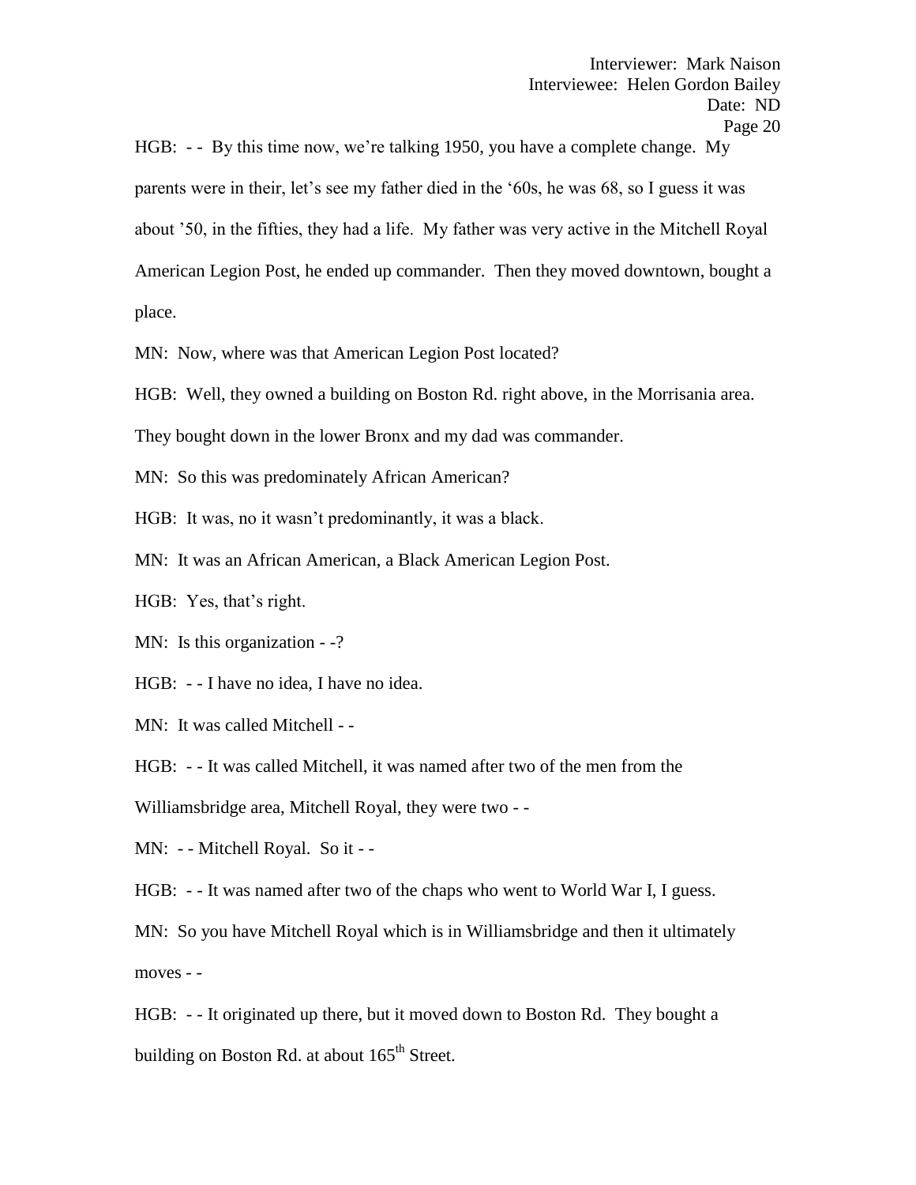HGB: - - By this time now, we're talking 1950, you have a complete change. My parents were in their, let's see my father died in the '60s, he was 68, so I guess it was about '50, in the fifties, they had a life. My father was very active in the Mitchell Royal American Legion Post, he ended up commander. Then they moved downtown, bought a place.

MN: Now, where was that American Legion Post located?

HGB: Well, they owned a building on Boston Rd. right above, in the Morrisania area. They bought down in the lower Bronx and my dad was commander.

MN: So this was predominately African American?

HGB: It was, no it wasn't predominantly, it was a black.

MN: It was an African American, a Black American Legion Post.

HGB: Yes, that's right.

MN: Is this organization - -?

HGB: - - I have no idea, I have no idea.

MN: It was called Mitchell - -

HGB: - - It was called Mitchell, it was named after two of the men from the Williamsbridge area, Mitchell Royal, they were two - -

MN: - - Mitchell Royal. So it - -

HGB: - - It was named after two of the chaps who went to World War I, I guess.

MN: So you have Mitchell Royal which is in Williamsbridge and then it ultimately moves - -

HGB: - - It originated up there, but it moved down to Boston Rd. They bought a building on Boston Rd. at about 165th Street.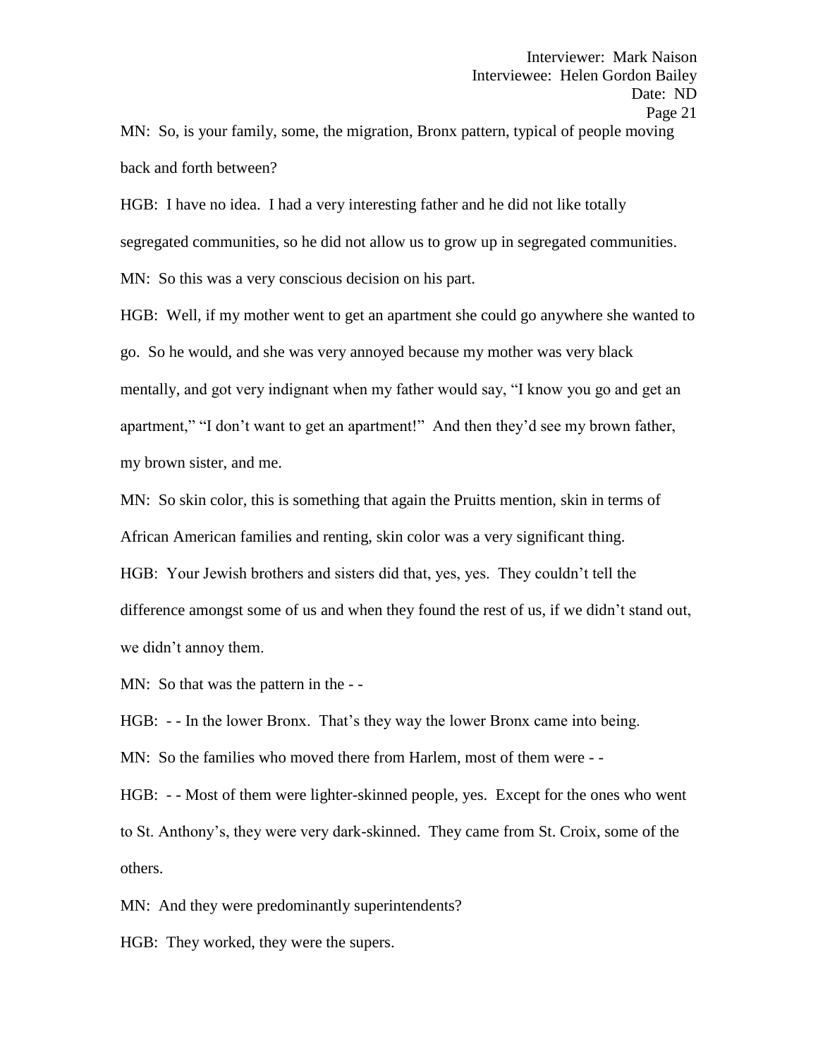MN: So, is your family, some, the migration, Bronx pattern, typical of people moving back and forth between?

HGB: I have no idea. I had a very interesting father and he did not like totally segregated communities, so he did not allow us to grow up in segregated communities.

MN: So this was a very conscious decision on his part.

HGB: Well, if my mother went to get an apartment she could go anywhere she wanted to go. So he would, and she was very annoyed because my mother was very black mentally, and got very indignant when my father would say, "I know you go and get an apartment," "I don't want to get an apartment!" And then they'd see my brown father, my brown sister, and me.

MN: So skin color, this is something that again the Pruitts mention, skin in terms of African American families and renting, skin color was a very significant thing.

HGB: Your Jewish brothers and sisters did that, yes, yes. They couldn't tell the difference amongst some of us and when they found the rest of us, if we didn't stand out, we didn't annoy them.

MN: So that was the pattern in the - -

HGB: - - In the lower Bronx. That's they way the lower Bronx came into being.

MN: So the families who moved there from Harlem, most of them were - -

HGB: - - Most of them were lighter-skinned people, yes. Except for the ones who went to St. Anthony's, they were very dark-skinned. They came from St. Croix, some of the others.

MN: And they were predominantly superintendents?

HGB: They worked, they were the supers.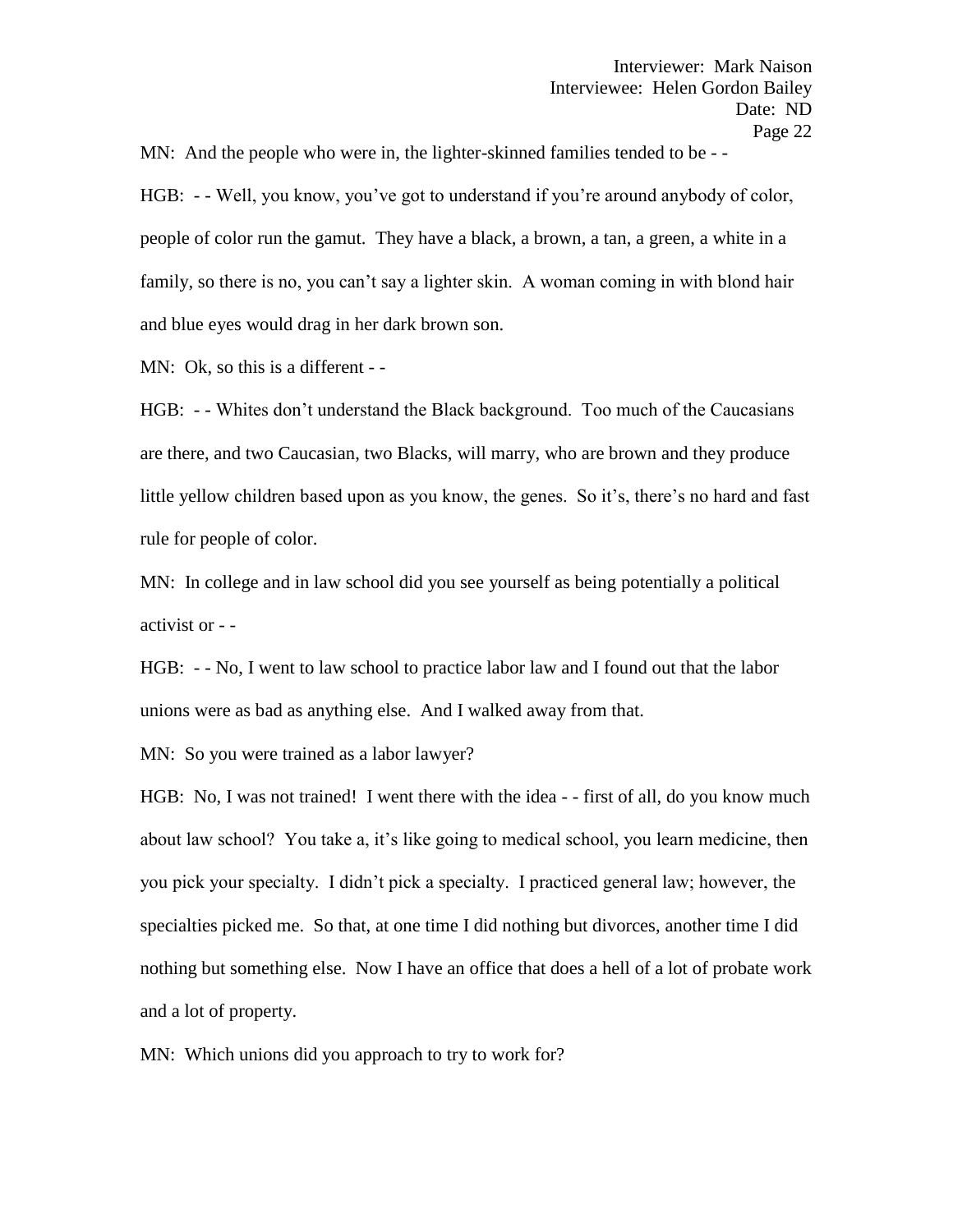MN: And the people who were in, the lighter-skinned families tended to be - -

HGB: - - Well, you know, you've got to understand if you're around anybody of color, people of color run the gamut. They have a black, a brown, a tan, a green, a white in a family, so there is no, you can't say a lighter skin. A woman coming in with blond hair and blue eyes would drag in her dark brown son.

MN: Ok, so this is a different - -

HGB: - - Whites don't understand the Black background. Too much of the Caucasians are there, and two Caucasian, two Blacks, will marry, who are brown and they produce little yellow children based upon as you know, the genes. So it's, there's no hard and fast rule for people of color.

MN: In college and in law school did you see yourself as being potentially a political activist or - -

HGB: - - No, I went to law school to practice labor law and I found out that the labor unions were as bad as anything else. And I walked away from that.

MN: So you were trained as a labor lawyer?

HGB: No, I was not trained! I went there with the idea - - first of all, do you know much about law school? You take a, it's like going to medical school, you learn medicine, then you pick your specialty. I didn't pick a specialty. I practiced general law; however, the specialties picked me. So that, at one time I did nothing but divorces, another time I did nothing but something else. Now I have an office that does a hell of a lot of probate work and a lot of property.

MN: Which unions did you approach to try to work for?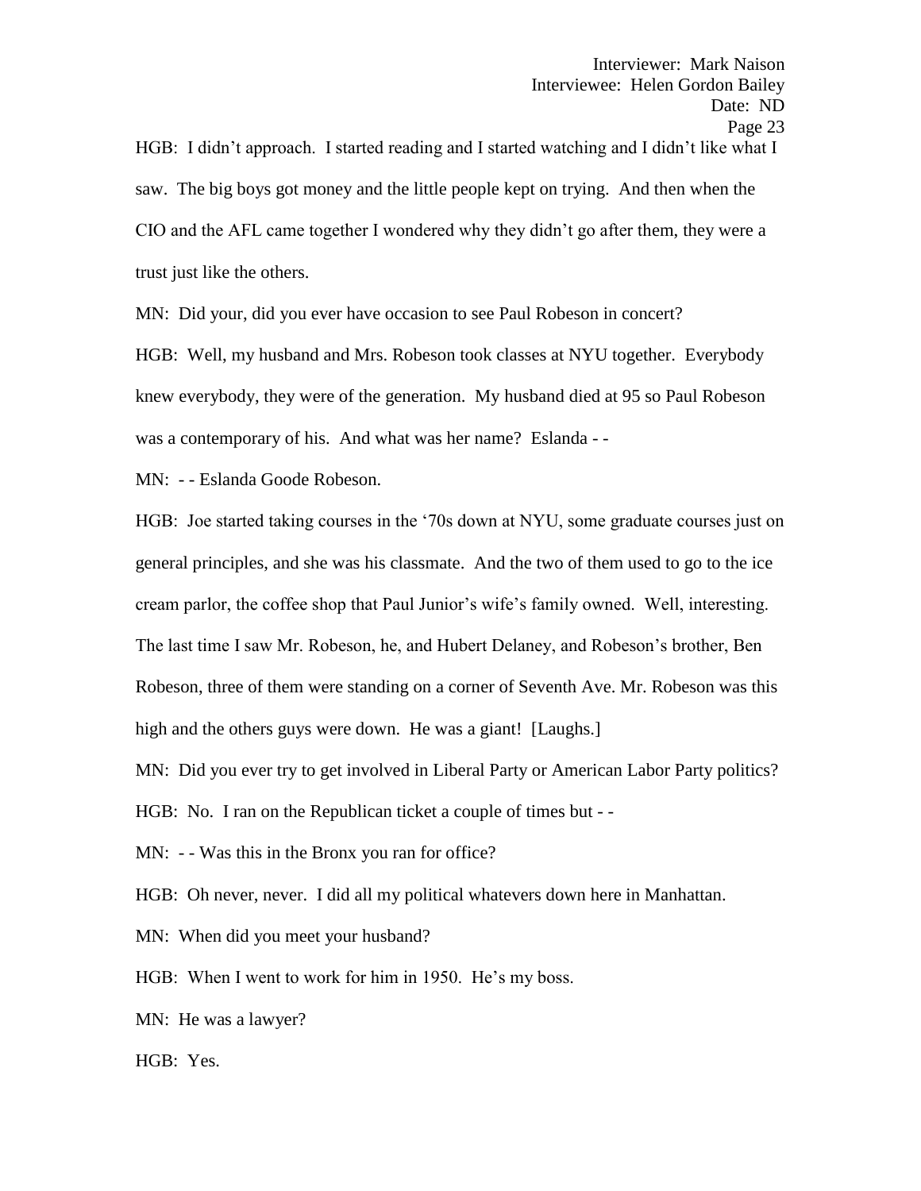HGB: I didn't approach. I started reading and I started watching and I didn't like what I saw. The big boys got money and the little people kept on trying. And then when the CIO and the AFL came together I wondered why they didn't go after them, they were a trust just like the others.

MN: Did your, did you ever have occasion to see Paul Robeson in concert?

HGB: Well, my husband and Mrs. Robeson took classes at NYU together. Everybody knew everybody, they were of the generation. My husband died at 95 so Paul Robeson was a contemporary of his. And what was her name? Eslanda - -

MN: - - Eslanda Goode Robeson.

HGB: Joe started taking courses in the '70s down at NYU, some graduate courses just on general principles, and she was his classmate. And the two of them used to go to the ice cream parlor, the coffee shop that Paul Junior's wife's family owned. Well, interesting. The last time I saw Mr. Robeson, he, and Hubert Delaney, and Robeson's brother, Ben Robeson, three of them were standing on a corner of Seventh Ave. Mr. Robeson was this high and the others guys were down. He was a giant! [Laughs.]

MN: Did you ever try to get involved in Liberal Party or American Labor Party politics?

HGB: No. I ran on the Republican ticket a couple of times but - -

MN: - - Was this in the Bronx you ran for office?

HGB: Oh never, never. I did all my political whatevers down here in Manhattan.

MN: When did you meet your husband?

HGB: When I went to work for him in 1950. He's my boss.

MN: He was a lawyer?

HGB: Yes.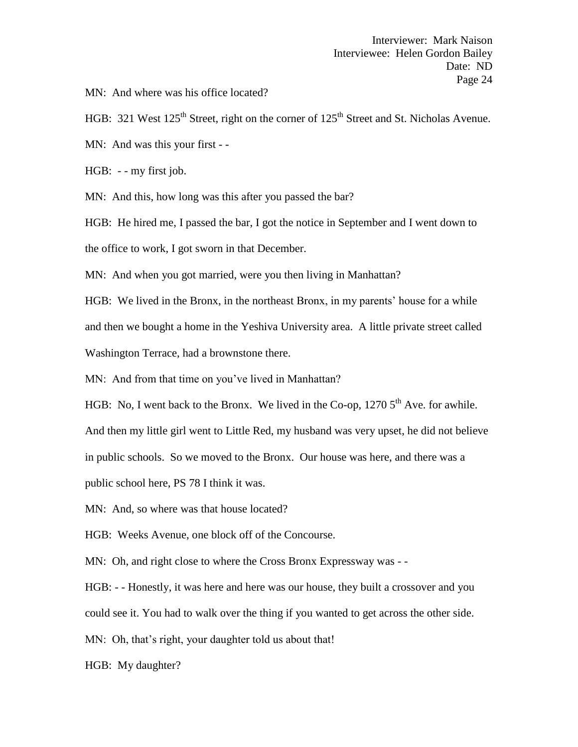MN: And where was his office located?

HGB: 321 West 125th Street, right on the corner of 125th Street and St. Nicholas Avenue.

MN: And was this your first - -

HGB: - - my first job.

MN: And this, how long was this after you passed the bar?

HGB: He hired me, I passed the bar, I got the notice in September and I went down to the office to work, I got sworn in that December.

MN: And when you got married, were you then living in Manhattan?

HGB: We lived in the Bronx, in the northeast Bronx, in my parents' house for a while and then we bought a home in the Yeshiva University area. A little private street called Washington Terrace, had a brownstone there.

MN: And from that time on you've lived in Manhattan?

HGB: No, I went back to the Bronx. We lived in the Co-op, 1270 5th Ave. for awhile. And then my little girl went to Little Red, my husband was very upset, he did not believe in public schools. So we moved to the Bronx. Our house was here, and there was a public school here, PS 78 I think it was.

MN: And, so where was that house located?

HGB: Weeks Avenue, one block off of the Concourse.

MN: Oh, and right close to where the Cross Bronx Expressway was - -

HGB: - - Honestly, it was here and here was our house, they built a crossover and you could see it. You had to walk over the thing if you wanted to get across the other side.

MN: Oh, that's right, your daughter told us about that!

HGB: My daughter?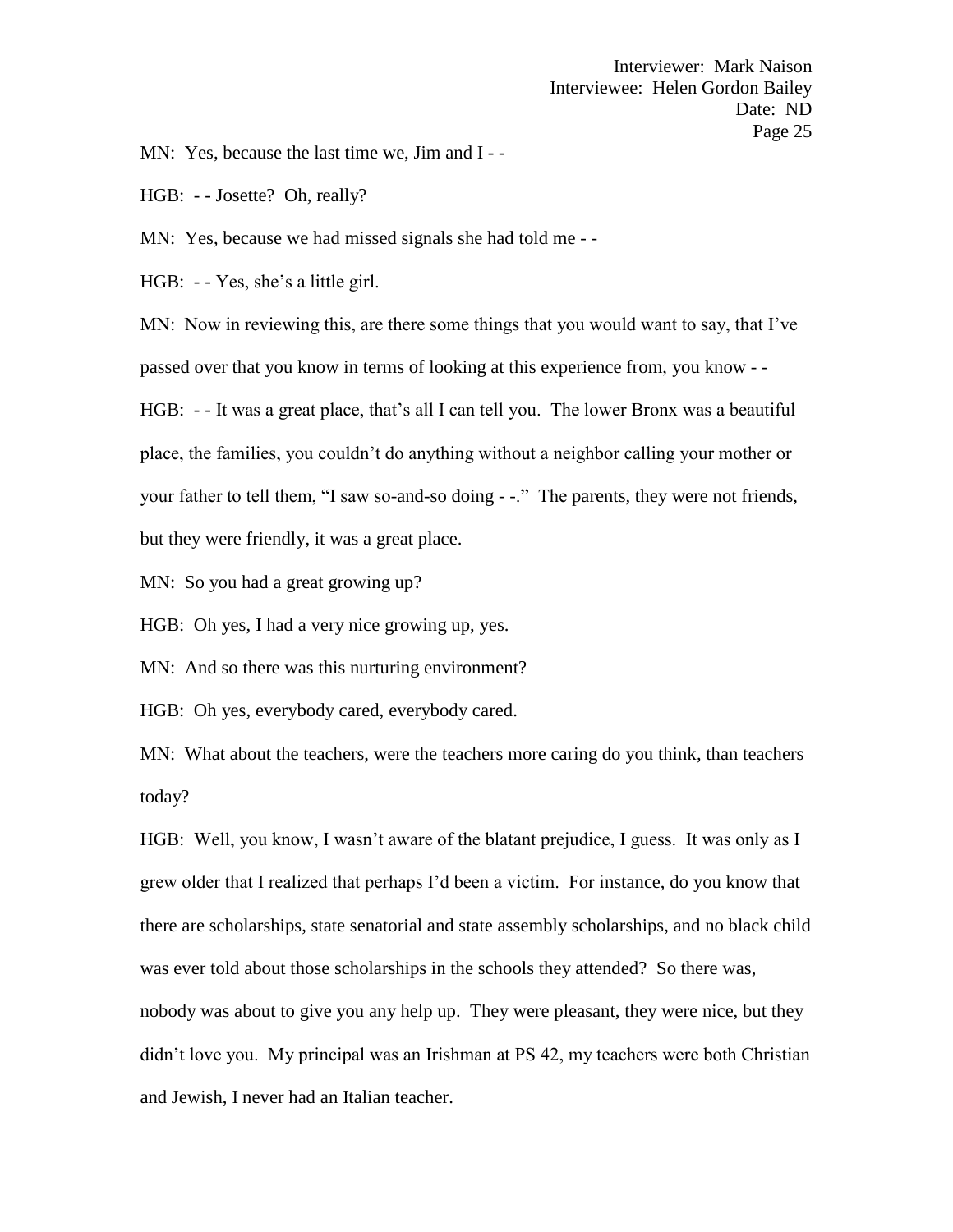MN: Yes, because the last time we, Jim and I - -

HGB: - - Josette? Oh, really?

MN: Yes, because we had missed signals she had told me - -

HGB: - - Yes, she's a little girl.

MN: Now in reviewing this, are there some things that you would want to say, that I've passed over that you know in terms of looking at this experience from, you know - -

HGB: - - It was a great place, that's all I can tell you. The lower Bronx was a beautiful place, the families, you couldn't do anything without a neighbor calling your mother or your father to tell them, "I saw so-and-so doing - -." The parents, they were not friends, but they were friendly, it was a great place.

MN: So you had a great growing up?

HGB: Oh yes, I had a very nice growing up, yes.

MN: And so there was this nurturing environment?

HGB: Oh yes, everybody cared, everybody cared.

MN: What about the teachers, were the teachers more caring do you think, than teachers today?

HGB: Well, you know, I wasn't aware of the blatant prejudice, I guess. It was only as I grew older that I realized that perhaps I'd been a victim. For instance, do you know that there are scholarships, state senatorial and state assembly scholarships, and no black child was ever told about those scholarships in the schools they attended? So there was, nobody was about to give you any help up. They were pleasant, they were nice, but they didn't love you. My principal was an Irishman at PS 42, my teachers were both Christian and Jewish, I never had an Italian teacher.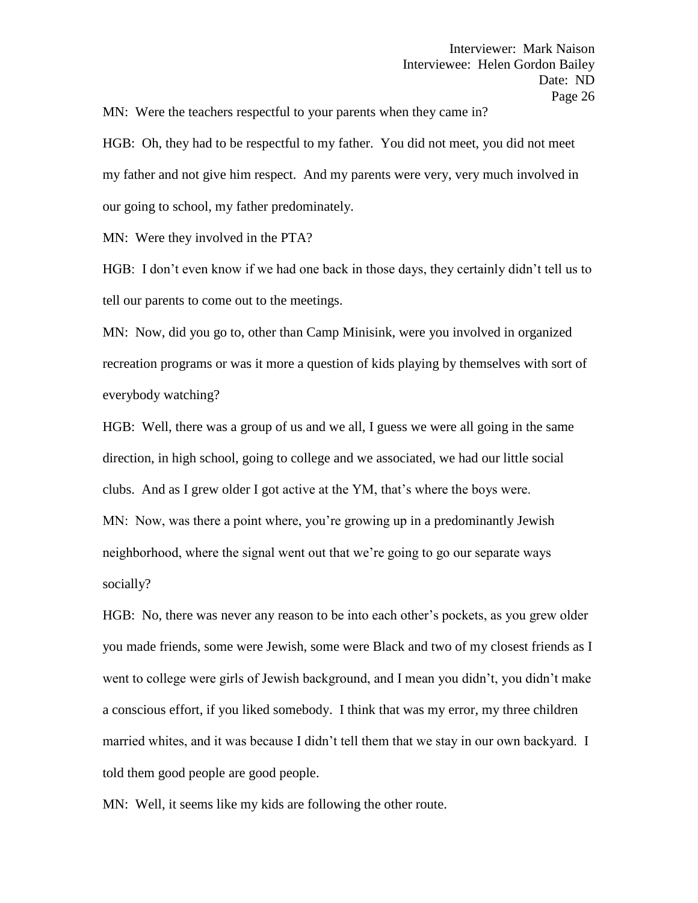MN: Were the teachers respectful to your parents when they came in?

HGB: Oh, they had to be respectful to my father. You did not meet, you did not meet my father and not give him respect. And my parents were very, very much involved in our going to school, my father predominately.

MN: Were they involved in the PTA?

HGB: I don't even know if we had one back in those days, they certainly didn't tell us to tell our parents to come out to the meetings.

MN: Now, did you go to, other than Camp Minisink, were you involved in organized recreation programs or was it more a question of kids playing by themselves with sort of everybody watching?

HGB: Well, there was a group of us and we all, I guess we were all going in the same direction, in high school, going to college and we associated, we had our little social clubs. And as I grew older I got active at the YM, that's where the boys were.

MN: Now, was there a point where, you're growing up in a predominantly Jewish neighborhood, where the signal went out that we're going to go our separate ways socially?

HGB: No, there was never any reason to be into each other's pockets, as you grew older you made friends, some were Jewish, some were Black and two of my closest friends as I went to college were girls of Jewish background, and I mean you didn't, you didn't make a conscious effort, if you liked somebody. I think that was my error, my three children married whites, and it was because I didn't tell them that we stay in our own backyard. I told them good people are good people.

MN: Well, it seems like my kids are following the other route.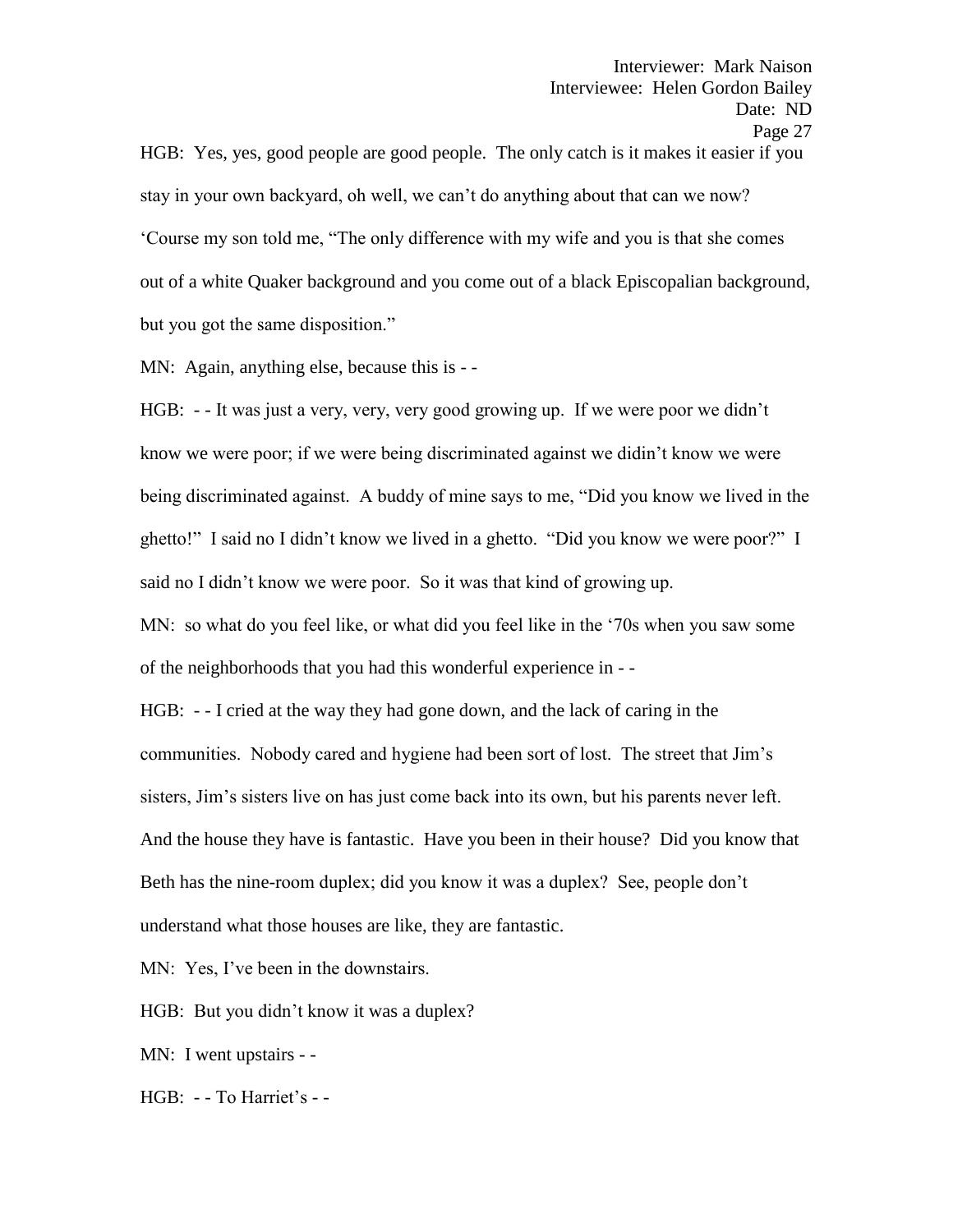HGB: Yes, yes, good people are good people. The only catch is it makes it easier if you stay in your own backyard, oh well, we can't do anything about that can we now? 'Course my son told me, "The only difference with my wife and you is that she comes out of a white Quaker background and you come out of a black Episcopalian background, but you got the same disposition."

MN: Again, anything else, because this is - -

HGB: - - It was just a very, very, very good growing up. If we were poor we didn't know we were poor; if we were being discriminated against we didin't know we were being discriminated against. A buddy of mine says to me, "Did you know we lived in the ghetto!" I said no I didn't know we lived in a ghetto. "Did you know we were poor?" I said no I didn't know we were poor. So it was that kind of growing up.

MN: so what do you feel like, or what did you feel like in the '70s when you saw some of the neighborhoods that you had this wonderful experience in - -

HGB: - - I cried at the way they had gone down, and the lack of caring in the communities. Nobody cared and hygiene had been sort of lost. The street that Jim's sisters, Jim's sisters live on has just come back into its own, but his parents never left. And the house they have is fantastic. Have you been in their house? Did you know that Beth has the nine-room duplex; did you know it was a duplex? See, people don't understand what those houses are like, they are fantastic.

MN: Yes, I've been in the downstairs.

HGB: But you didn't know it was a duplex?

MN: I went upstairs - -

HGB: - - To Harriet's - -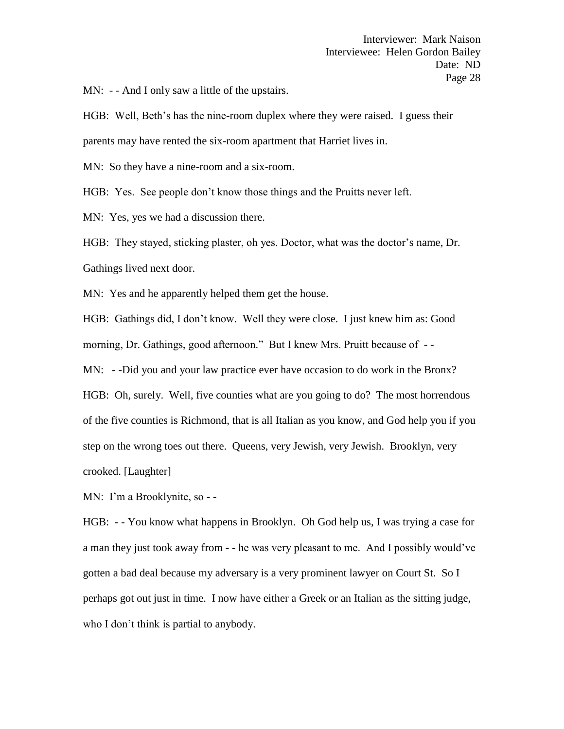MN: - - And I only saw a little of the upstairs.

HGB: Well, Beth's has the nine-room duplex where they were raised. I guess their parents may have rented the six-room apartment that Harriet lives in.

MN: So they have a nine-room and a six-room.

HGB: Yes. See people don't know those things and the Pruitts never left.

MN: Yes, yes we had a discussion there.

HGB: They stayed, sticking plaster, oh yes. Doctor, what was the doctor's name, Dr. Gathings lived next door.

MN: Yes and he apparently helped them get the house.

HGB: Gathings did, I don't know. Well they were close. I just knew him as: Good morning, Dr. Gathings, good afternoon." But I knew Mrs. Pruitt because of - -

MN: - -Did you and your law practice ever have occasion to do work in the Bronx?

HGB: Oh, surely. Well, five counties what are you going to do? The most horrendous of the five counties is Richmond, that is all Italian as you know, and God help you if you step on the wrong toes out there. Queens, very Jewish, very Jewish. Brooklyn, very crooked. [Laughter]

MN: I'm a Brooklynite, so - -

HGB: - - You know what happens in Brooklyn. Oh God help us, I was trying a case for a man they just took away from - - he was very pleasant to me. And I possibly would've gotten a bad deal because my adversary is a very prominent lawyer on Court St. So I perhaps got out just in time. I now have either a Greek or an Italian as the sitting judge, who I don't think is partial to anybody.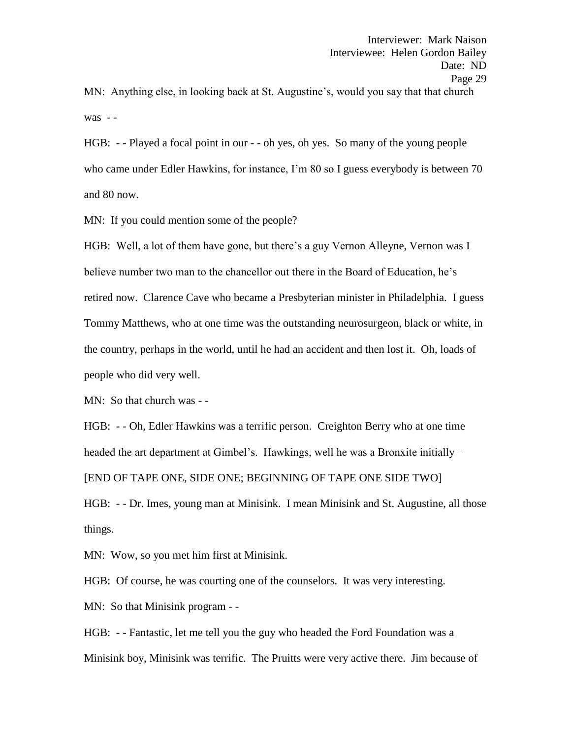MN: Anything else, in looking back at St. Augustine's, would you say that that church was - -

HGB: - - Played a focal point in our - - oh yes, oh yes. So many of the young people who came under Edler Hawkins, for instance, I'm 80 so I guess everybody is between 70 and 80 now.

MN: If you could mention some of the people?

HGB: Well, a lot of them have gone, but there's a guy Vernon Alleyne, Vernon was I believe number two man to the chancellor out there in the Board of Education, he's retired now. Clarence Cave who became a Presbyterian minister in Philadelphia. I guess Tommy Matthews, who at one time was the outstanding neurosurgeon, black or white, in the country, perhaps in the world, until he had an accident and then lost it. Oh, loads of people who did very well.

MN: So that church was - -

HGB: - - Oh, Edler Hawkins was a terrific person. Creighton Berry who at one time headed the art department at Gimbel's. Hawkings, well he was a Bronxite initially –

[END OF TAPE ONE, SIDE ONE; BEGINNING OF TAPE ONE SIDE TWO]

HGB: - - Dr. Imes, young man at Minisink. I mean Minisink and St. Augustine, all those things.

MN: Wow, so you met him first at Minisink.

HGB: Of course, he was courting one of the counselors. It was very interesting.

MN: So that Minisink program - -

HGB: - - Fantastic, let me tell you the guy who headed the Ford Foundation was a Minisink boy, Minisink was terrific. The Pruitts were very active there. Jim because of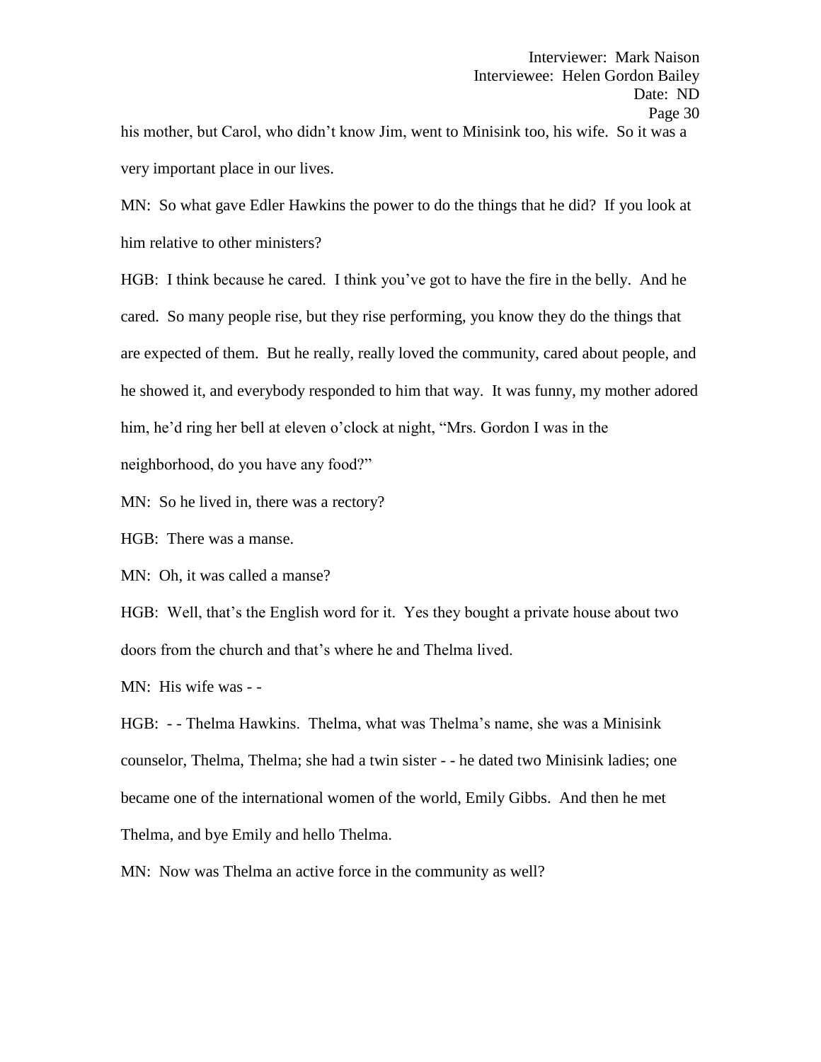his mother, but Carol, who didn't know Jim, went to Minisink too, his wife. So it was a very important place in our lives.

MN: So what gave Edler Hawkins the power to do the things that he did? If you look at him relative to other ministers?

HGB: I think because he cared. I think you've got to have the fire in the belly. And he cared. So many people rise, but they rise performing, you know they do the things that are expected of them. But he really, really loved the community, cared about people, and he showed it, and everybody responded to him that way. It was funny, my mother adored him, he'd ring her bell at eleven o'clock at night, "Mrs. Gordon I was in the neighborhood, do you have any food?"

MN: So he lived in, there was a rectory?

HGB: There was a manse.

MN: Oh, it was called a manse?

HGB: Well, that's the English word for it. Yes they bought a private house about two doors from the church and that's where he and Thelma lived.

MN: His wife was - -

HGB: - - Thelma Hawkins. Thelma, what was Thelma's name, she was a Minisink counselor, Thelma, Thelma; she had a twin sister - - he dated two Minisink ladies; one became one of the international women of the world, Emily Gibbs. And then he met Thelma, and bye Emily and hello Thelma.

MN: Now was Thelma an active force in the community as well?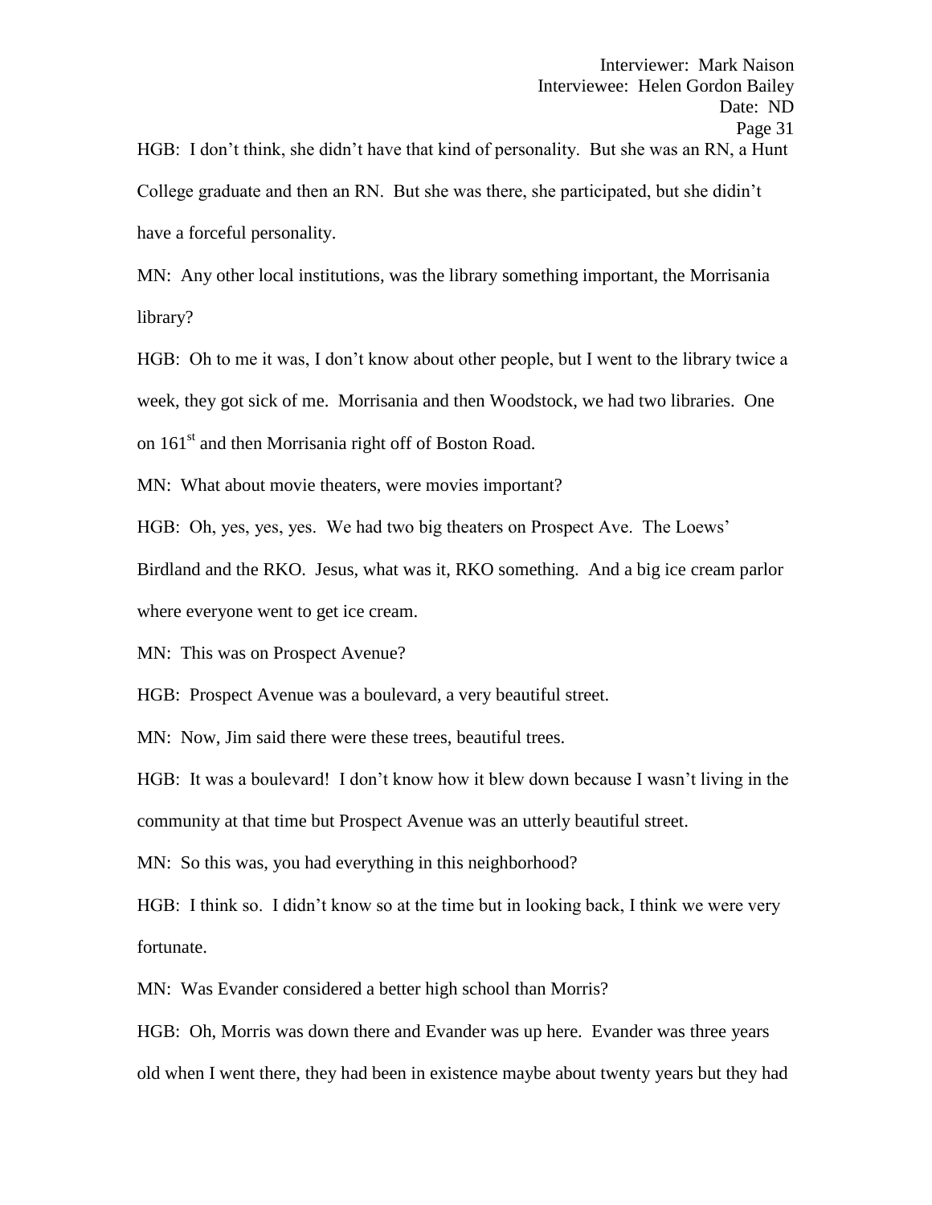HGB: I don't think, she didn't have that kind of personality. But she was an RN, a Hunt College graduate and then an RN. But she was there, she participated, but she didin't have a forceful personality.

MN: Any other local institutions, was the library something important, the Morrisania library?

HGB: Oh to me it was, I don't know about other people, but I went to the library twice a week, they got sick of me. Morrisania and then Woodstock, we had two libraries. One on 161st and then Morrisania right off of Boston Road.

MN: What about movie theaters, were movies important?

HGB: Oh, yes, yes, yes. We had two big theaters on Prospect Ave. The Loews' Birdland and the RKO. Jesus, what was it, RKO something. And a big ice cream parlor where everyone went to get ice cream.

MN: This was on Prospect Avenue?

HGB: Prospect Avenue was a boulevard, a very beautiful street.

MN: Now, Jim said there were these trees, beautiful trees.

HGB: It was a boulevard! I don't know how it blew down because I wasn't living in the community at that time but Prospect Avenue was an utterly beautiful street.

MN: So this was, you had everything in this neighborhood?

HGB: I think so. I didn't know so at the time but in looking back, I think we were very fortunate.

MN: Was Evander considered a better high school than Morris?

HGB: Oh, Morris was down there and Evander was up here. Evander was three years old when I went there, they had been in existence maybe about twenty years but they had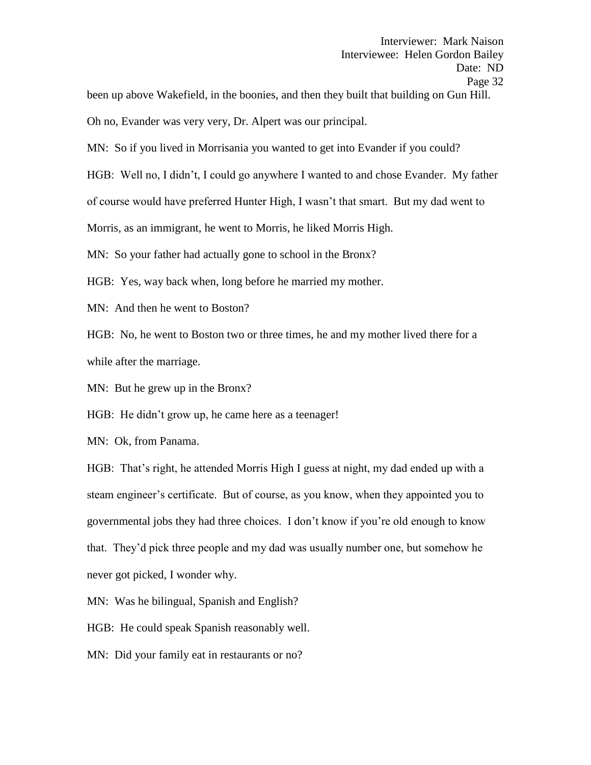been up above Wakefield, in the boonies, and then they built that building on Gun Hill. Oh no, Evander was very very, Dr. Alpert was our principal.

MN: So if you lived in Morrisania you wanted to get into Evander if you could?

HGB: Well no, I didn't, I could go anywhere I wanted to and chose Evander. My father of course would have preferred Hunter High, I wasn't that smart. But my dad went to Morris, as an immigrant, he went to Morris, he liked Morris High.

MN: So your father had actually gone to school in the Bronx?

HGB: Yes, way back when, long before he married my mother.

MN: And then he went to Boston?

HGB: No, he went to Boston two or three times, he and my mother lived there for a while after the marriage.

MN: But he grew up in the Bronx?

HGB: He didn't grow up, he came here as a teenager!

MN: Ok, from Panama.

HGB: That's right, he attended Morris High I guess at night, my dad ended up with a steam engineer's certificate. But of course, as you know, when they appointed you to governmental jobs they had three choices. I don't know if you're old enough to know that. They'd pick three people and my dad was usually number one, but somehow he never got picked, I wonder why.

MN: Was he bilingual, Spanish and English?

HGB: He could speak Spanish reasonably well.

MN: Did your family eat in restaurants or no?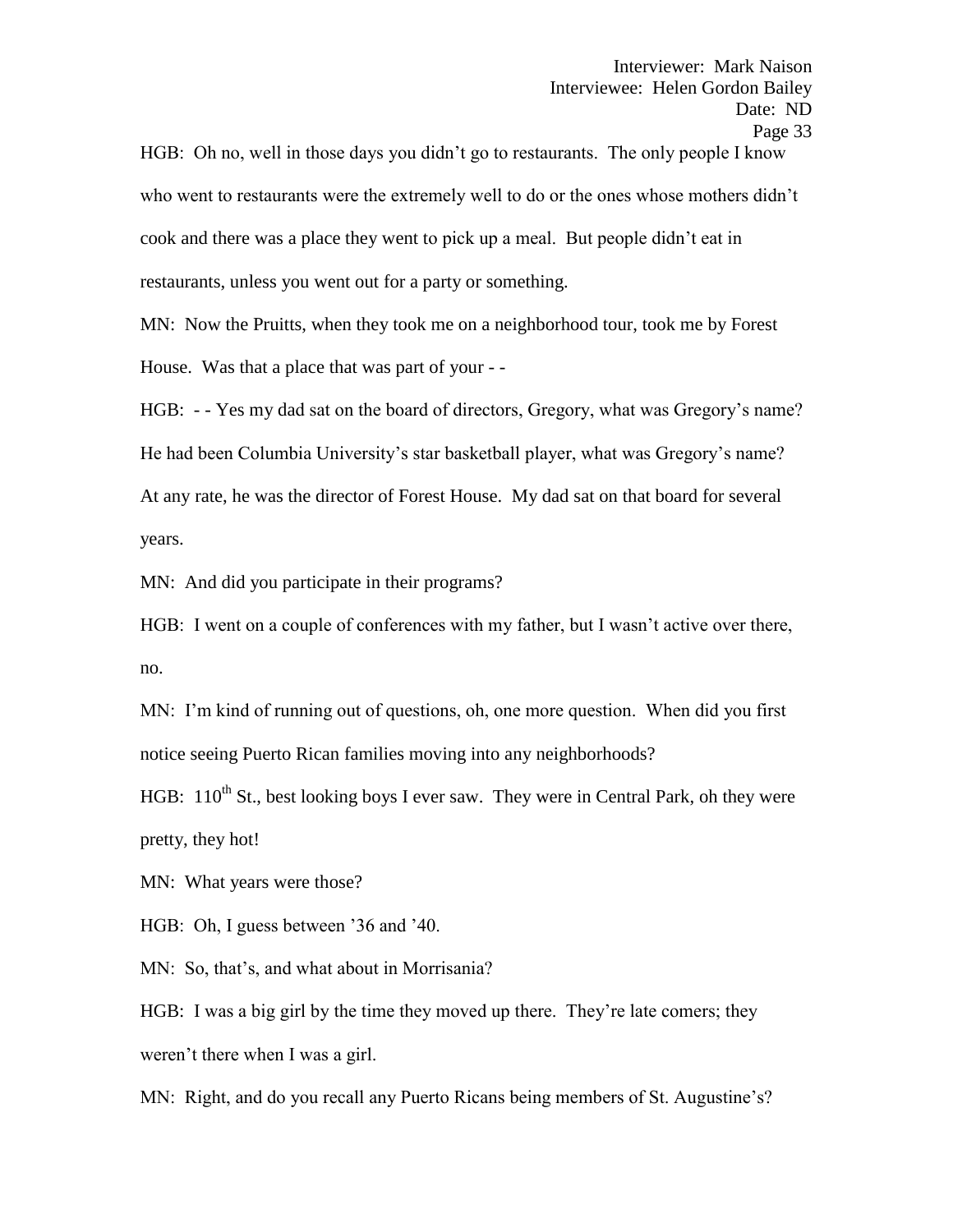HGB: Oh no, well in those days you didn't go to restaurants. The only people I know who went to restaurants were the extremely well to do or the ones whose mothers didn't cook and there was a place they went to pick up a meal. But people didn't eat in restaurants, unless you went out for a party or something.

MN: Now the Pruitts, when they took me on a neighborhood tour, took me by Forest House. Was that a place that was part of your - -

HGB: - - Yes my dad sat on the board of directors, Gregory, what was Gregory's name? He had been Columbia University's star basketball player, what was Gregory's name? At any rate, he was the director of Forest House. My dad sat on that board for several years.

MN: And did you participate in their programs?

HGB: I went on a couple of conferences with my father, but I wasn't active over there, no.

MN: I'm kind of running out of questions, oh, one more question. When did you first notice seeing Puerto Rican families moving into any neighborhoods?

HGB: 110th St., best looking boys I ever saw. They were in Central Park, oh they were pretty, they hot!

MN: What years were those?

HGB: Oh, I guess between '36 and '40.

MN: So, that's, and what about in Morrisania?

HGB: I was a big girl by the time they moved up there. They're late comers; they weren't there when I was a girl.

MN: Right, and do you recall any Puerto Ricans being members of St. Augustine's?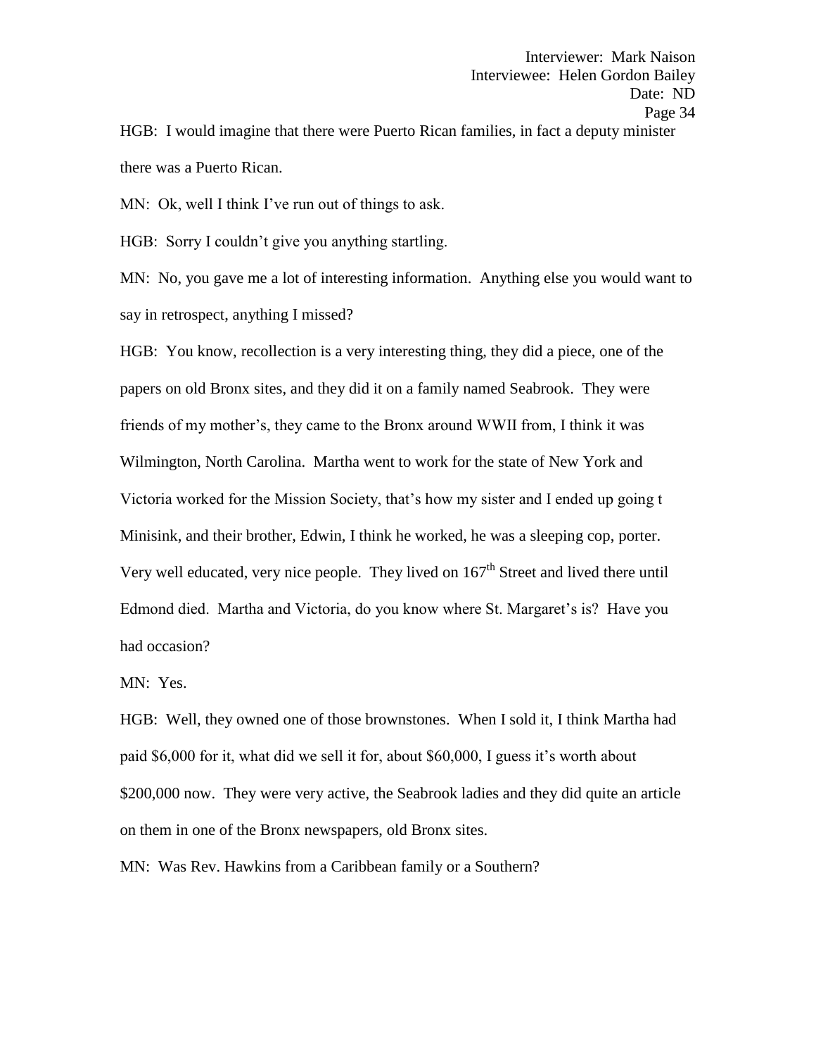HGB: I would imagine that there were Puerto Rican families, in fact a deputy minister there was a Puerto Rican.

MN: Ok, well I think I've run out of things to ask.

HGB: Sorry I couldn't give you anything startling.

MN: No, you gave me a lot of interesting information. Anything else you would want to say in retrospect, anything I missed?

HGB: You know, recollection is a very interesting thing, they did a piece, one of the papers on old Bronx sites, and they did it on a family named Seabrook. They were friends of my mother's, they came to the Bronx around WWII from, I think it was Wilmington, North Carolina. Martha went to work for the state of New York and Victoria worked for the Mission Society, that's how my sister and I ended up going t Minisink, and their brother, Edwin, I think he worked, he was a sleeping cop, porter. Very well educated, very nice people. They lived on 167th Street and lived there until Edmond died. Martha and Victoria, do you know where St. Margaret's is? Have you had occasion?

MN: Yes.

HGB: Well, they owned one of those brownstones. When I sold it, I think Martha had paid $6,000 for it, what did we sell it for, about $60,000, I guess it's worth about $200,000 now. They were very active, the Seabrook ladies and they did quite an article on them in one of the Bronx newspapers, old Bronx sites.

MN: Was Rev. Hawkins from a Caribbean family or a Southern?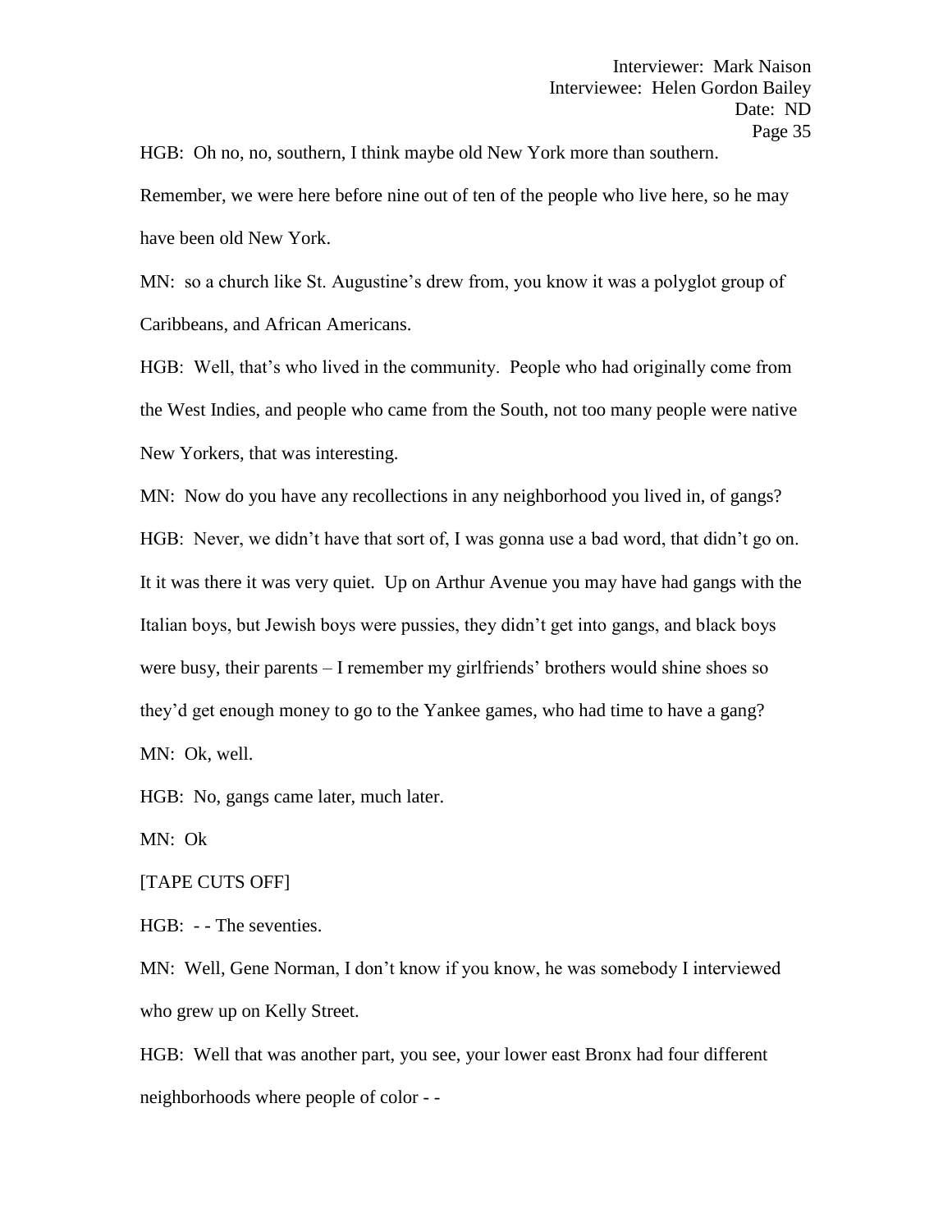HGB: Oh no, no, southern, I think maybe old New York more than southern. Remember, we were here before nine out of ten of the people who live here, so he may have been old New York.

MN: so a church like St. Augustine's drew from, you know it was a polyglot group of Caribbeans, and African Americans.

HGB: Well, that's who lived in the community. People who had originally come from the West Indies, and people who came from the South, not too many people were native New Yorkers, that was interesting.

MN: Now do you have any recollections in any neighborhood you lived in, of gangs?

HGB: Never, we didn't have that sort of, I was gonna use a bad word, that didn't go on. It it was there it was very quiet. Up on Arthur Avenue you may have had gangs with the Italian boys, but Jewish boys were pussies, they didn't get into gangs, and black boys were busy, their parents – I remember my girlfriends' brothers would shine shoes so they'd get enough money to go to the Yankee games, who had time to have a gang?

MN: Ok, well.

HGB: No, gangs came later, much later.

MN: Ok

[TAPE CUTS OFF]

HGB: - - The seventies.

MN: Well, Gene Norman, I don't know if you know, he was somebody I interviewed who grew up on Kelly Street.

HGB: Well that was another part, you see, your lower east Bronx had four different neighborhoods where people of color - -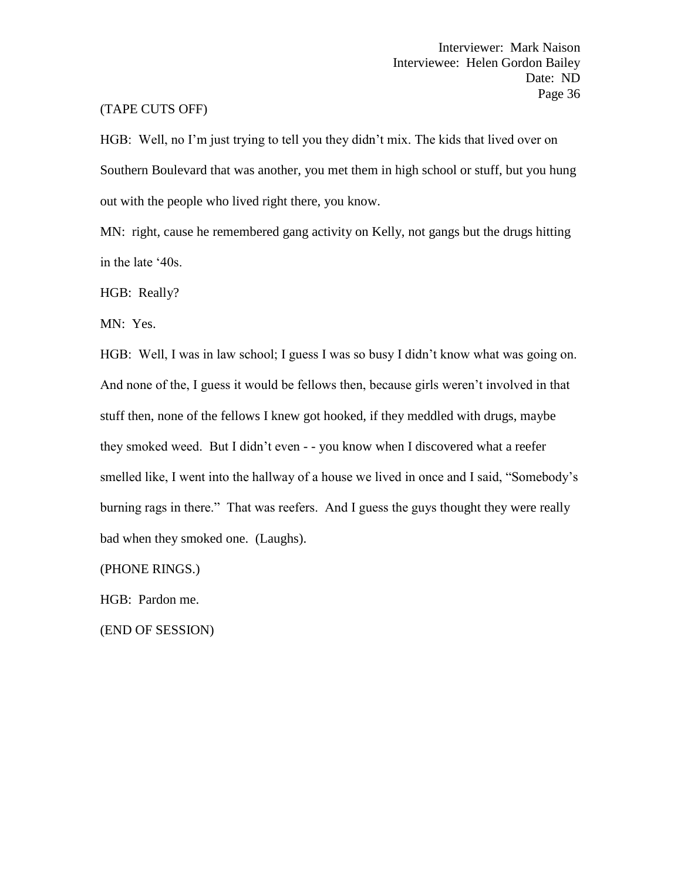(TAPE CUTS OFF)

HGB: Well, no I'm just trying to tell you they didn't mix. The kids that lived over on Southern Boulevard that was another, you met them in high school or stuff, but you hung out with the people who lived right there, you know.

MN: right, cause he remembered gang activity on Kelly, not gangs but the drugs hitting in the late '40s.

HGB: Really?

MN: Yes.

HGB: Well, I was in law school; I guess I was so busy I didn't know what was going on. And none of the, I guess it would be fellows then, because girls weren't involved in that stuff then, none of the fellows I knew got hooked, if they meddled with drugs, maybe they smoked weed. But I didn't even - - you know when I discovered what a reefer smelled like, I went into the hallway of a house we lived in once and I said, "Somebody's burning rags in there." That was reefers. And I guess the guys thought they were really bad when they smoked one. (Laughs).

(PHONE RINGS.)

HGB: Pardon me.

(END OF SESSION)